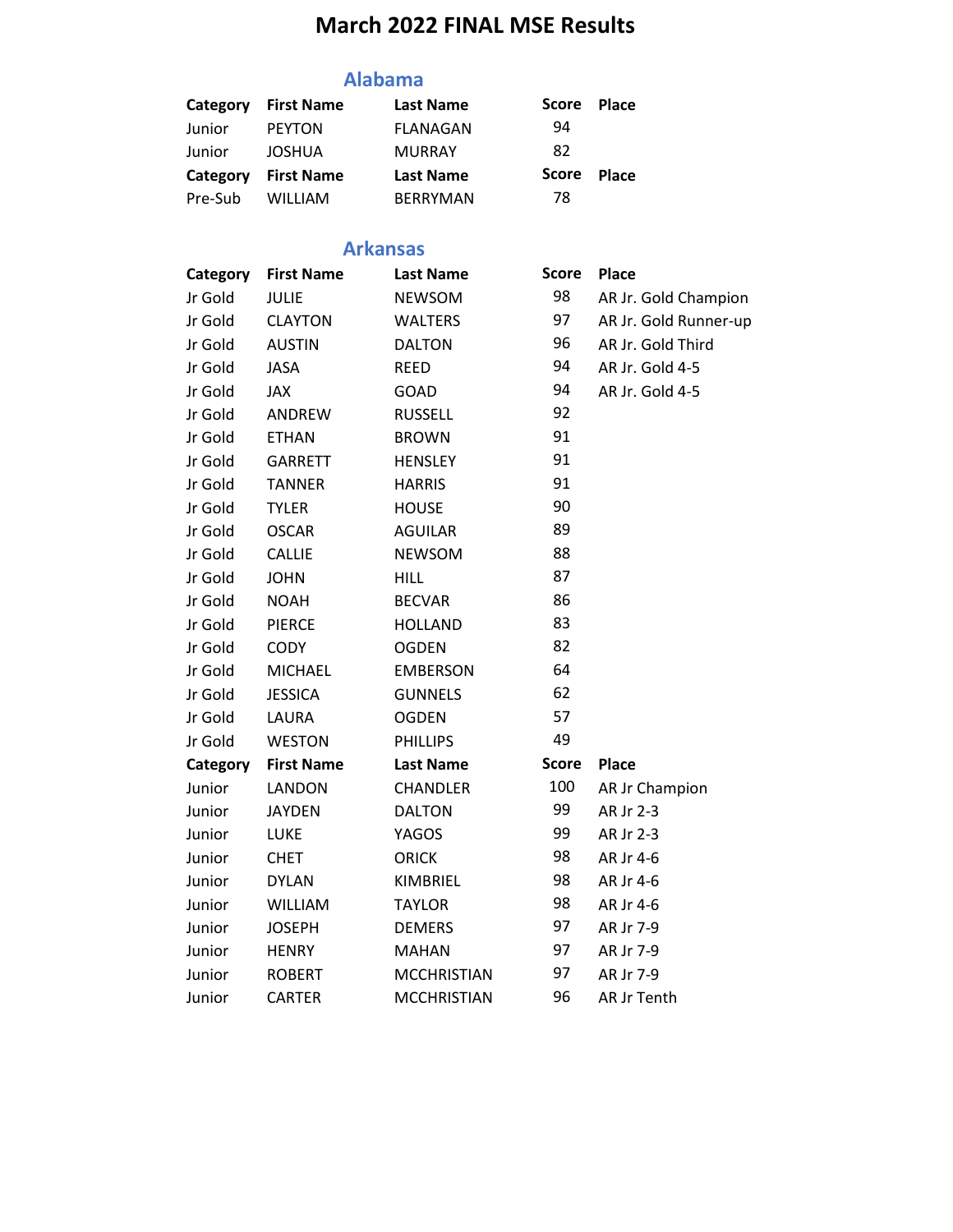# March 2022 FINAL MSE Results

## Alabama

| Category | First Name | Last Name | Score | Place |
|---|---|---|---|---|
| Junior | PEYTON | FLANAGAN | 94 | |
| Junior | JOSHUA | MURRAY | 82 | |

| Category | First Name | Last Name | Score | Place |
|---|---|---|---|---|
| Pre-Sub | WILLIAM | BERRYMAN | 78 | |

## Arkansas

| Category | First Name | Last Name | Score | Place |
|---|---|---|---|---|
| Jr Gold | JULIE | NEWSOM | 98 | AR Jr. Gold Champion |
| Jr Gold | CLAYTON | WALTERS | 97 | AR Jr. Gold Runner-up |
| Jr Gold | AUSTIN | DALTON | 96 | AR Jr. Gold Third |
| Jr Gold | JASA | REED | 94 | AR Jr. Gold 4-5 |
| Jr Gold | JAX | GOAD | 94 | AR Jr. Gold 4-5 |
| Jr Gold | ANDREW | RUSSELL | 92 | |
| Jr Gold | ETHAN | BROWN | 91 | |
| Jr Gold | GARRETT | HENSLEY | 91 | |
| Jr Gold | TANNER | HARRIS | 91 | |
| Jr Gold | TYLER | HOUSE | 90 | |
| Jr Gold | OSCAR | AGUILAR | 89 | |
| Jr Gold | CALLIE | NEWSOM | 88 | |
| Jr Gold | JOHN | HILL | 87 | |
| Jr Gold | NOAH | BECVAR | 86 | |
| Jr Gold | PIERCE | HOLLAND | 83 | |
| Jr Gold | CODY | OGDEN | 82 | |
| Jr Gold | MICHAEL | EMBERSON | 64 | |
| Jr Gold | JESSICA | GUNNELS | 62 | |
| Jr Gold | LAURA | OGDEN | 57 | |
| Jr Gold | WESTON | PHILLIPS | 49 | |

| Category | First Name | Last Name | Score | Place |
|---|---|---|---|---|
| Junior | LANDON | CHANDLER | 100 | AR Jr Champion |
| Junior | JAYDEN | DALTON | 99 | AR Jr 2-3 |
| Junior | LUKE | YAGOS | 99 | AR Jr 2-3 |
| Junior | CHET | ORICK | 98 | AR Jr 4-6 |
| Junior | DYLAN | KIMBRIEL | 98 | AR Jr 4-6 |
| Junior | WILLIAM | TAYLOR | 98 | AR Jr 4-6 |
| Junior | JOSEPH | DEMERS | 97 | AR Jr 7-9 |
| Junior | HENRY | MAHAN | 97 | AR Jr 7-9 |
| Junior | ROBERT | MCCHRISTIAN | 97 | AR Jr 7-9 |
| Junior | CARTER | MCCHRISTIAN | 96 | AR Jr Tenth |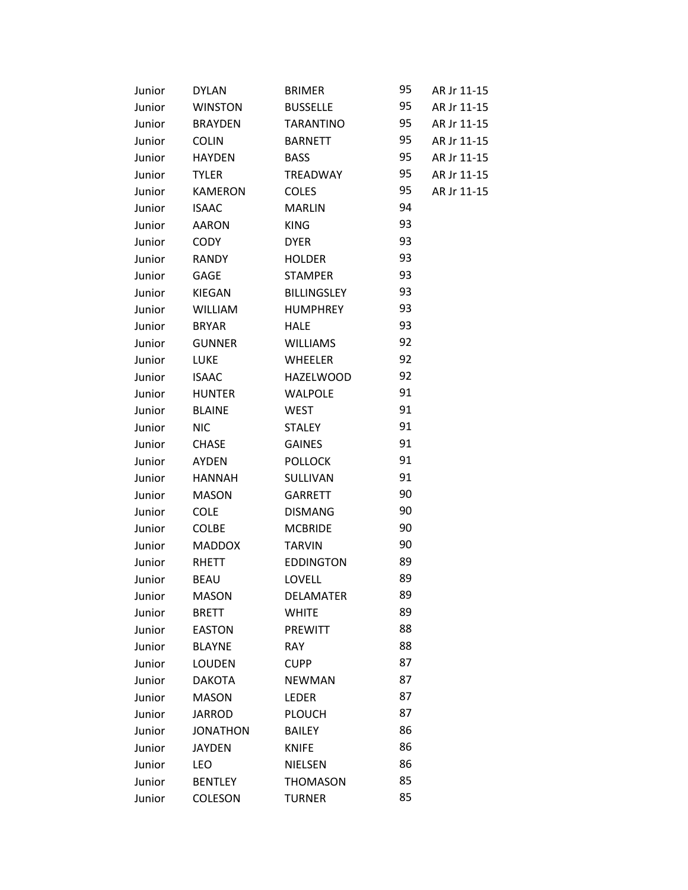| | | | | |
|---|---|---|---|---|
| Junior | DYLAN | BRIMER | 95 | AR Jr 11-15 |
| Junior | WINSTON | BUSSELLE | 95 | AR Jr 11-15 |
| Junior | BRAYDEN | TARANTINO | 95 | AR Jr 11-15 |
| Junior | COLIN | BARNETT | 95 | AR Jr 11-15 |
| Junior | HAYDEN | BASS | 95 | AR Jr 11-15 |
| Junior | TYLER | TREADWAY | 95 | AR Jr 11-15 |
| Junior | KAMERON | COLES | 95 | AR Jr 11-15 |
| Junior | ISAAC | MARLIN | 94 | |
| Junior | AARON | KING | 93 | |
| Junior | CODY | DYER | 93 | |
| Junior | RANDY | HOLDER | 93 | |
| Junior | GAGE | STAMPER | 93 | |
| Junior | KIEGAN | BILLINGSLEY | 93 | |
| Junior | WILLIAM | HUMPHREY | 93 | |
| Junior | BRYAR | HALE | 93 | |
| Junior | GUNNER | WILLIAMS | 92 | |
| Junior | LUKE | WHEELER | 92 | |
| Junior | ISAAC | HAZELWOOD | 92 | |
| Junior | HUNTER | WALPOLE | 91 | |
| Junior | BLAINE | WEST | 91 | |
| Junior | NIC | STALEY | 91 | |
| Junior | CHASE | GAINES | 91 | |
| Junior | AYDEN | POLLOCK | 91 | |
| Junior | HANNAH | SULLIVAN | 91 | |
| Junior | MASON | GARRETT | 90 | |
| Junior | COLE | DISMANG | 90 | |
| Junior | COLBE | MCBRIDE | 90 | |
| Junior | MADDOX | TARVIN | 90 | |
| Junior | RHETT | EDDINGTON | 89 | |
| Junior | BEAU | LOVELL | 89 | |
| Junior | MASON | DELAMATER | 89 | |
| Junior | BRETT | WHITE | 89 | |
| Junior | EASTON | PREWITT | 88 | |
| Junior | BLAYNE | RAY | 88 | |
| Junior | LOUDEN | CUPP | 87 | |
| Junior | DAKOTA | NEWMAN | 87 | |
| Junior | MASON | LEDER | 87 | |
| Junior | JARROD | PLOUCH | 87 | |
| Junior | JONATHON | BAILEY | 86 | |
| Junior | JAYDEN | KNIFE | 86 | |
| Junior | LEO | NIELSEN | 86 | |
| Junior | BENTLEY | THOMASON | 85 | |
| Junior | COLESON | TURNER | 85 | |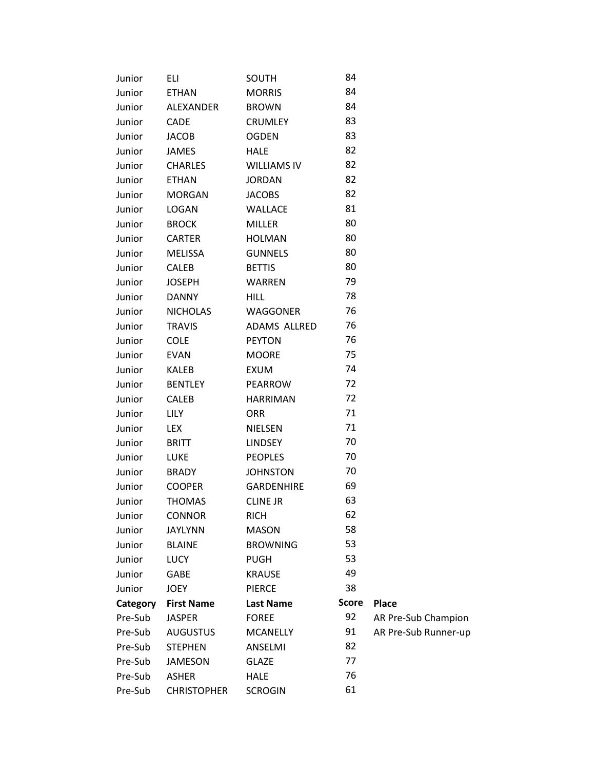| | | | | |
|---|---|---|---|---|
| Junior | ELI | SOUTH | 84 | |
| Junior | ETHAN | MORRIS | 84 | |
| Junior | ALEXANDER | BROWN | 84 | |
| Junior | CADE | CRUMLEY | 83 | |
| Junior | JACOB | OGDEN | 83 | |
| Junior | JAMES | HALE | 82 | |
| Junior | CHARLES | WILLIAMS IV | 82 | |
| Junior | ETHAN | JORDAN | 82 | |
| Junior | MORGAN | JACOBS | 82 | |
| Junior | LOGAN | WALLACE | 81 | |
| Junior | BROCK | MILLER | 80 | |
| Junior | CARTER | HOLMAN | 80 | |
| Junior | MELISSA | GUNNELS | 80 | |
| Junior | CALEB | BETTIS | 80 | |
| Junior | JOSEPH | WARREN | 79 | |
| Junior | DANNY | HILL | 78 | |
| Junior | NICHOLAS | WAGGONER | 76 | |
| Junior | TRAVIS | ADAMS ALLRED | 76 | |
| Junior | COLE | PEYTON | 76 | |
| Junior | EVAN | MOORE | 75 | |
| Junior | KALEB | EXUM | 74 | |
| Junior | BENTLEY | PEARROW | 72 | |
| Junior | CALEB | HARRIMAN | 72 | |
| Junior | LILY | ORR | 71 | |
| Junior | LEX | NIELSEN | 71 | |
| Junior | BRITT | LINDSEY | 70 | |
| Junior | LUKE | PEOPLES | 70 | |
| Junior | BRADY | JOHNSTON | 70 | |
| Junior | COOPER | GARDENHIRE | 69 | |
| Junior | THOMAS | CLINE JR | 63 | |
| Junior | CONNOR | RICH | 62 | |
| Junior | JAYLYNN | MASON | 58 | |
| Junior | BLAINE | BROWNING | 53 | |
| Junior | LUCY | PUGH | 53 | |
| Junior | GABE | KRAUSE | 49 | |
| Junior | JOEY | PIERCE | 38 | |

| Category | First Name | Last Name | Score | Place |
|---|---|---|---|---|
| Pre-Sub | JASPER | FOREE | 92 | AR Pre-Sub Champion |
| Pre-Sub | AUGUSTUS | MCANELLY | 91 | AR Pre-Sub Runner-up |
| Pre-Sub | STEPHEN | ANSELMI | 82 | |
| Pre-Sub | JAMESON | GLAZE | 77 | |
| Pre-Sub | ASHER | HALE | 76 | |
| Pre-Sub | CHRISTOPHER | SCROGIN | 61 | |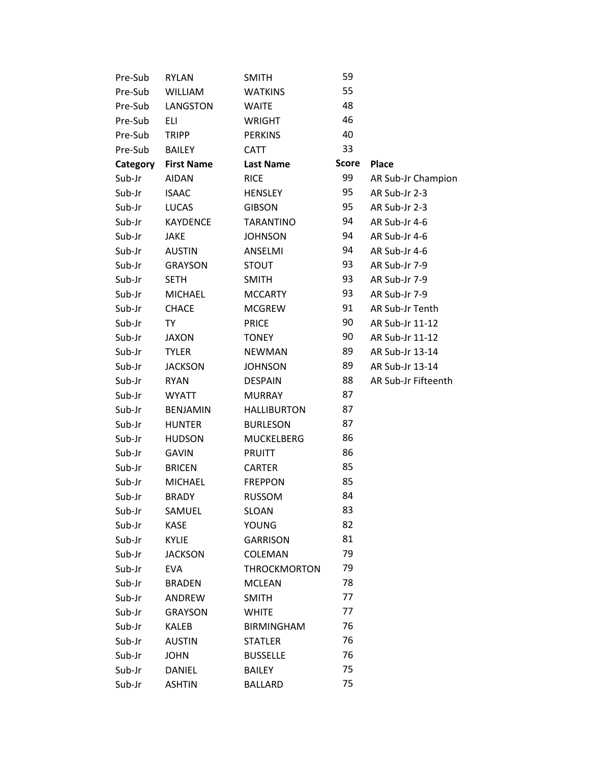| Pre-Sub | RYLAN | SMITH | 59 | |
|---|---|---|---|---|
| Pre-Sub | WILLIAM | WATKINS | 55 | |
| Pre-Sub | LANGSTON | WAITE | 48 | |
| Pre-Sub | ELI | WRIGHT | 46 | |
| Pre-Sub | TRIPP | PERKINS | 40 | |
| Pre-Sub | BAILEY | CATT | 33 | |
| **Category** | **First Name** | **Last Name** | **Score** | **Place** |
| Sub-Jr | AIDAN | RICE | 99 | AR Sub-Jr Champion |
| Sub-Jr | ISAAC | HENSLEY | 95 | AR Sub-Jr 2-3 |
| Sub-Jr | LUCAS | GIBSON | 95 | AR Sub-Jr 2-3 |
| Sub-Jr | KAYDENCE | TARANTINO | 94 | AR Sub-Jr 4-6 |
| Sub-Jr | JAKE | JOHNSON | 94 | AR Sub-Jr 4-6 |
| Sub-Jr | AUSTIN | ANSELMI | 94 | AR Sub-Jr 4-6 |
| Sub-Jr | GRAYSON | STOUT | 93 | AR Sub-Jr 7-9 |
| Sub-Jr | SETH | SMITH | 93 | AR Sub-Jr 7-9 |
| Sub-Jr | MICHAEL | MCCARTY | 93 | AR Sub-Jr 7-9 |
| Sub-Jr | CHACE | MCGREW | 91 | AR Sub-Jr Tenth |
| Sub-Jr | TY | PRICE | 90 | AR Sub-Jr 11-12 |
| Sub-Jr | JAXON | TONEY | 90 | AR Sub-Jr 11-12 |
| Sub-Jr | TYLER | NEWMAN | 89 | AR Sub-Jr 13-14 |
| Sub-Jr | JACKSON | JOHNSON | 89 | AR Sub-Jr 13-14 |
| Sub-Jr | RYAN | DESPAIN | 88 | AR Sub-Jr Fifteenth |
| Sub-Jr | WYATT | MURRAY | 87 | |
| Sub-Jr | BENJAMIN | HALLIBURTON | 87 | |
| Sub-Jr | HUNTER | BURLESON | 87 | |
| Sub-Jr | HUDSON | MUCKELBERG | 86 | |
| Sub-Jr | GAVIN | PRUITT | 86 | |
| Sub-Jr | BRICEN | CARTER | 85 | |
| Sub-Jr | MICHAEL | FREPPON | 85 | |
| Sub-Jr | BRADY | RUSSOM | 84 | |
| Sub-Jr | SAMUEL | SLOAN | 83 | |
| Sub-Jr | KASE | YOUNG | 82 | |
| Sub-Jr | KYLIE | GARRISON | 81 | |
| Sub-Jr | JACKSON | COLEMAN | 79 | |
| Sub-Jr | EVA | THROCKMORTON | 79 | |
| Sub-Jr | BRADEN | MCLEAN | 78 | |
| Sub-Jr | ANDREW | SMITH | 77 | |
| Sub-Jr | GRAYSON | WHITE | 77 | |
| Sub-Jr | KALEB | BIRMINGHAM | 76 | |
| Sub-Jr | AUSTIN | STATLER | 76 | |
| Sub-Jr | JOHN | BUSSELLE | 76 | |
| Sub-Jr | DANIEL | BAILEY | 75 | |
| Sub-Jr | ASHTIN | BALLARD | 75 | |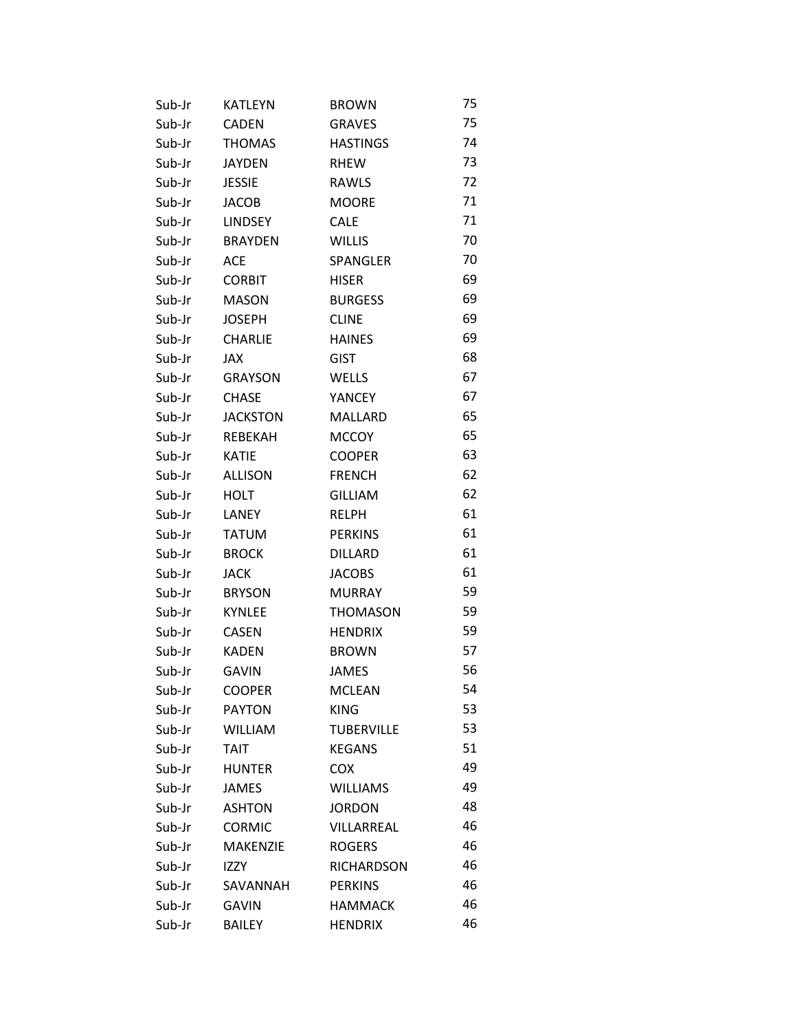| | | | |
|---|---|---|---|
| Sub-Jr | KATLEYN | BROWN | 75 |
| Sub-Jr | CADEN | GRAVES | 75 |
| Sub-Jr | THOMAS | HASTINGS | 74 |
| Sub-Jr | JAYDEN | RHEW | 73 |
| Sub-Jr | JESSIE | RAWLS | 72 |
| Sub-Jr | JACOB | MOORE | 71 |
| Sub-Jr | LINDSEY | CALE | 71 |
| Sub-Jr | BRAYDEN | WILLIS | 70 |
| Sub-Jr | ACE | SPANGLER | 70 |
| Sub-Jr | CORBIT | HISER | 69 |
| Sub-Jr | MASON | BURGESS | 69 |
| Sub-Jr | JOSEPH | CLINE | 69 |
| Sub-Jr | CHARLIE | HAINES | 69 |
| Sub-Jr | JAX | GIST | 68 |
| Sub-Jr | GRAYSON | WELLS | 67 |
| Sub-Jr | CHASE | YANCEY | 67 |
| Sub-Jr | JACKSTON | MALLARD | 65 |
| Sub-Jr | REBEKAH | MCCOY | 65 |
| Sub-Jr | KATIE | COOPER | 63 |
| Sub-Jr | ALLISON | FRENCH | 62 |
| Sub-Jr | HOLT | GILLIAM | 62 |
| Sub-Jr | LANEY | RELPH | 61 |
| Sub-Jr | TATUM | PERKINS | 61 |
| Sub-Jr | BROCK | DILLARD | 61 |
| Sub-Jr | JACK | JACOBS | 61 |
| Sub-Jr | BRYSON | MURRAY | 59 |
| Sub-Jr | KYNLEE | THOMASON | 59 |
| Sub-Jr | CASEN | HENDRIX | 59 |
| Sub-Jr | KADEN | BROWN | 57 |
| Sub-Jr | GAVIN | JAMES | 56 |
| Sub-Jr | COOPER | MCLEAN | 54 |
| Sub-Jr | PAYTON | KING | 53 |
| Sub-Jr | WILLIAM | TUBERVILLE | 53 |
| Sub-Jr | TAIT | KEGANS | 51 |
| Sub-Jr | HUNTER | COX | 49 |
| Sub-Jr | JAMES | WILLIAMS | 49 |
| Sub-Jr | ASHTON | JORDON | 48 |
| Sub-Jr | CORMIC | VILLARREAL | 46 |
| Sub-Jr | MAKENZIE | ROGERS | 46 |
| Sub-Jr | IZZY | RICHARDSON | 46 |
| Sub-Jr | SAVANNAH | PERKINS | 46 |
| Sub-Jr | GAVIN | HAMMACK | 46 |
| Sub-Jr | BAILEY | HENDRIX | 46 |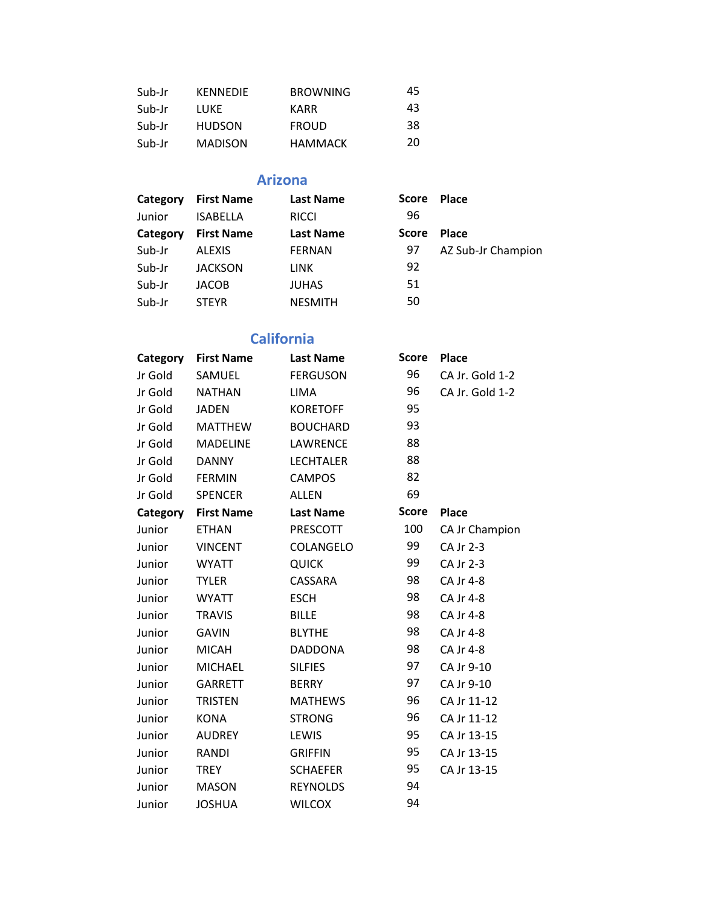| | | | | |
|---|---|---|---|---|
| Sub-Jr | KENNEDIE | BROWNING | 45 | |
| Sub-Jr | LUKE | KARR | 43 | |
| Sub-Jr | HUDSON | FROUD | 38 | |
| Sub-Jr | MADISON | HAMMACK | 20 | |

## Arizona

| Category | First Name | Last Name | Score | Place |
|---|---|---|---|---|
| Junior | ISABELLA | RICCI | 96 | |
| **Category** | **First Name** | **Last Name** | **Score** | **Place** |
| Sub-Jr | ALEXIS | FERNAN | 97 | AZ Sub-Jr Champion |
| Sub-Jr | JACKSON | LINK | 92 | |
| Sub-Jr | JACOB | JUHAS | 51 | |
| Sub-Jr | STEYR | NESMITH | 50 | |

## California

| Category | First Name | Last Name | Score | Place |
|---|---|---|---|---|
| Jr Gold | SAMUEL | FERGUSON | 96 | CA Jr. Gold 1-2 |
| Jr Gold | NATHAN | LIMA | 96 | CA Jr. Gold 1-2 |
| Jr Gold | JADEN | KORETOFF | 95 | |
| Jr Gold | MATTHEW | BOUCHARD | 93 | |
| Jr Gold | MADELINE | LAWRENCE | 88 | |
| Jr Gold | DANNY | LECHTALER | 88 | |
| Jr Gold | FERMIN | CAMPOS | 82 | |
| Jr Gold | SPENCER | ALLEN | 69 | |
| **Category** | **First Name** | **Last Name** | **Score** | **Place** |
| Junior | ETHAN | PRESCOTT | 100 | CA Jr Champion |
| Junior | VINCENT | COLANGELO | 99 | CA Jr 2-3 |
| Junior | WYATT | QUICK | 99 | CA Jr 2-3 |
| Junior | TYLER | CASSARA | 98 | CA Jr 4-8 |
| Junior | WYATT | ESCH | 98 | CA Jr 4-8 |
| Junior | TRAVIS | BILLE | 98 | CA Jr 4-8 |
| Junior | GAVIN | BLYTHE | 98 | CA Jr 4-8 |
| Junior | MICAH | DADDONA | 98 | CA Jr 4-8 |
| Junior | MICHAEL | SILFIES | 97 | CA Jr 9-10 |
| Junior | GARRETT | BERRY | 97 | CA Jr 9-10 |
| Junior | TRISTEN | MATHEWS | 96 | CA Jr 11-12 |
| Junior | KONA | STRONG | 96 | CA Jr 11-12 |
| Junior | AUDREY | LEWIS | 95 | CA Jr 13-15 |
| Junior | RANDI | GRIFFIN | 95 | CA Jr 13-15 |
| Junior | TREY | SCHAEFER | 95 | CA Jr 13-15 |
| Junior | MASON | REYNOLDS | 94 | |
| Junior | JOSHUA | WILCOX | 94 | |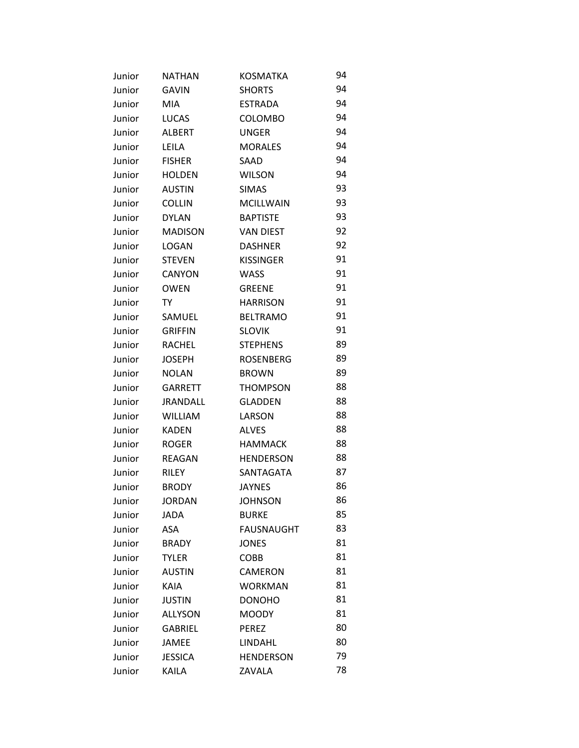| Junior | NATHAN | KOSMATKA | 94 |
|---|---|---|---|
| Junior | GAVIN | SHORTS | 94 |
| Junior | MIA | ESTRADA | 94 |
| Junior | LUCAS | COLOMBO | 94 |
| Junior | ALBERT | UNGER | 94 |
| Junior | LEILA | MORALES | 94 |
| Junior | FISHER | SAAD | 94 |
| Junior | HOLDEN | WILSON | 94 |
| Junior | AUSTIN | SIMAS | 93 |
| Junior | COLLIN | MCILLWAIN | 93 |
| Junior | DYLAN | BAPTISTE | 93 |
| Junior | MADISON | VAN DIEST | 92 |
| Junior | LOGAN | DASHNER | 92 |
| Junior | STEVEN | KISSINGER | 91 |
| Junior | CANYON | WASS | 91 |
| Junior | OWEN | GREENE | 91 |
| Junior | TY | HARRISON | 91 |
| Junior | SAMUEL | BELTRAMO | 91 |
| Junior | GRIFFIN | SLOVIK | 91 |
| Junior | RACHEL | STEPHENS | 89 |
| Junior | JOSEPH | ROSENBERG | 89 |
| Junior | NOLAN | BROWN | 89 |
| Junior | GARRETT | THOMPSON | 88 |
| Junior | JRANDALL | GLADDEN | 88 |
| Junior | WILLIAM | LARSON | 88 |
| Junior | KADEN | ALVES | 88 |
| Junior | ROGER | HAMMACK | 88 |
| Junior | REAGAN | HENDERSON | 88 |
| Junior | RILEY | SANTAGATA | 87 |
| Junior | BRODY | JAYNES | 86 |
| Junior | JORDAN | JOHNSON | 86 |
| Junior | JADA | BURKE | 85 |
| Junior | ASA | FAUSNAUGHT | 83 |
| Junior | BRADY | JONES | 81 |
| Junior | TYLER | COBB | 81 |
| Junior | AUSTIN | CAMERON | 81 |
| Junior | KAIA | WORKMAN | 81 |
| Junior | JUSTIN | DONOHO | 81 |
| Junior | ALLYSON | MOODY | 81 |
| Junior | GABRIEL | PEREZ | 80 |
| Junior | JAMEE | LINDAHL | 80 |
| Junior | JESSICA | HENDERSON | 79 |
| Junior | KAILA | ZAVALA | 78 |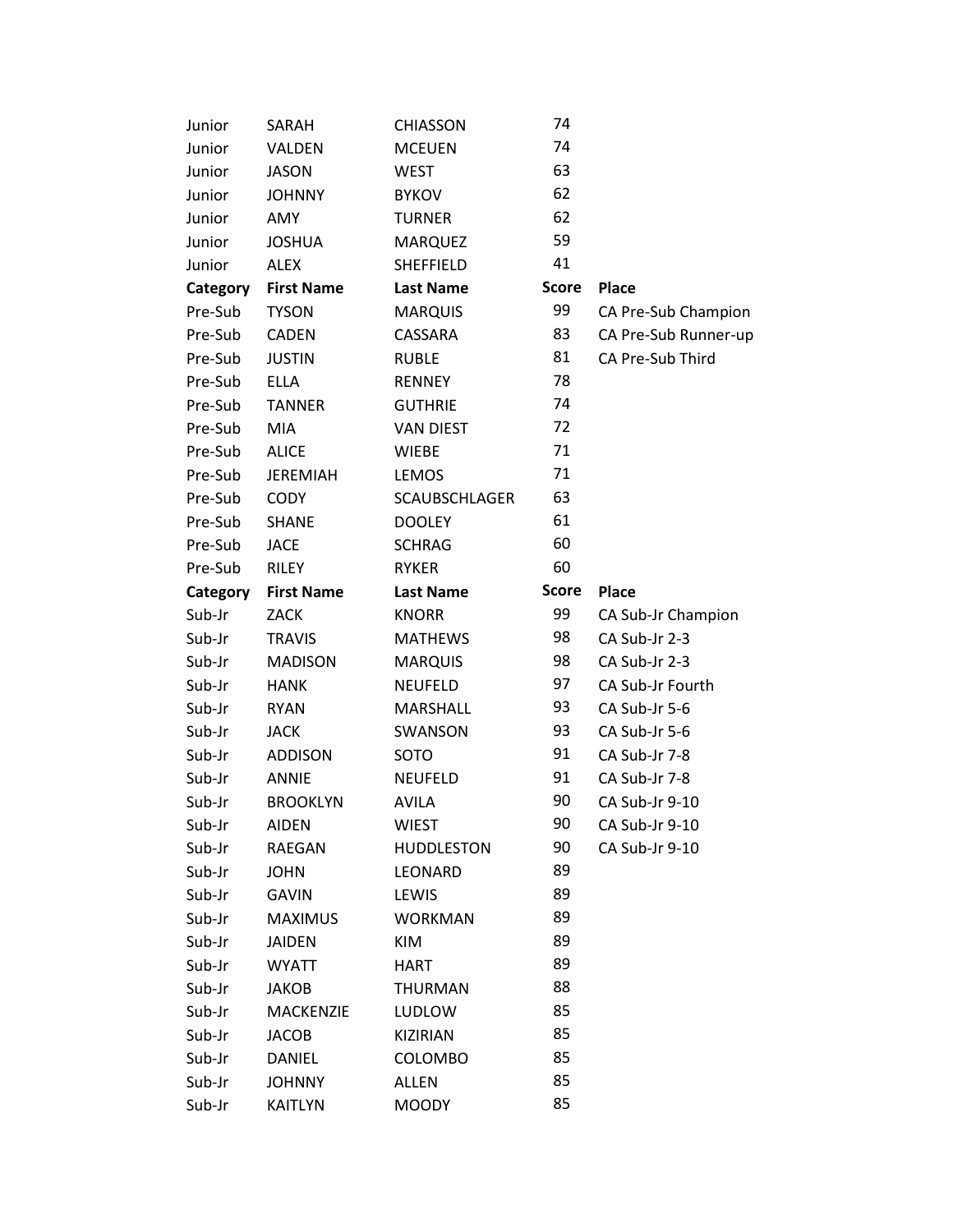| | | | | |
|---|---|---|---|---|
| Junior | SARAH | CHIASSON | 74 | |
| Junior | VALDEN | MCEUEN | 74 | |
| Junior | JASON | WEST | 63 | |
| Junior | JOHNNY | BYKOV | 62 | |
| Junior | AMY | TURNER | 62 | |
| Junior | JOSHUA | MARQUEZ | 59 | |
| Junior | ALEX | SHEFFIELD | 41 | |

| Category | First Name | Last Name | Score | Place |
|---|---|---|---|---|
| Pre-Sub | TYSON | MARQUIS | 99 | CA Pre-Sub Champion |
| Pre-Sub | CADEN | CASSARA | 83 | CA Pre-Sub Runner-up |
| Pre-Sub | JUSTIN | RUBLE | 81 | CA Pre-Sub Third |
| Pre-Sub | ELLA | RENNEY | 78 | |
| Pre-Sub | TANNER | GUTHRIE | 74 | |
| Pre-Sub | MIA | VAN DIEST | 72 | |
| Pre-Sub | ALICE | WIEBE | 71 | |
| Pre-Sub | JEREMIAH | LEMOS | 71 | |
| Pre-Sub | CODY | SCAUBSCHLAGER | 63 | |
| Pre-Sub | SHANE | DOOLEY | 61 | |
| Pre-Sub | JACE | SCHRAG | 60 | |
| Pre-Sub | RILEY | RYKER | 60 | |

| Category | First Name | Last Name | Score | Place |
|---|---|---|---|---|
| Sub-Jr | ZACK | KNORR | 99 | CA Sub-Jr Champion |
| Sub-Jr | TRAVIS | MATHEWS | 98 | CA Sub-Jr 2-3 |
| Sub-Jr | MADISON | MARQUIS | 98 | CA Sub-Jr 2-3 |
| Sub-Jr | HANK | NEUFELD | 97 | CA Sub-Jr Fourth |
| Sub-Jr | RYAN | MARSHALL | 93 | CA Sub-Jr 5-6 |
| Sub-Jr | JACK | SWANSON | 93 | CA Sub-Jr 5-6 |
| Sub-Jr | ADDISON | SOTO | 91 | CA Sub-Jr 7-8 |
| Sub-Jr | ANNIE | NEUFELD | 91 | CA Sub-Jr 7-8 |
| Sub-Jr | BROOKLYN | AVILA | 90 | CA Sub-Jr 9-10 |
| Sub-Jr | AIDEN | WIEST | 90 | CA Sub-Jr 9-10 |
| Sub-Jr | RAEGAN | HUDDLESTON | 90 | CA Sub-Jr 9-10 |
| Sub-Jr | JOHN | LEONARD | 89 | |
| Sub-Jr | GAVIN | LEWIS | 89 | |
| Sub-Jr | MAXIMUS | WORKMAN | 89 | |
| Sub-Jr | JAIDEN | KIM | 89 | |
| Sub-Jr | WYATT | HART | 89 | |
| Sub-Jr | JAKOB | THURMAN | 88 | |
| Sub-Jr | MACKENZIE | LUDLOW | 85 | |
| Sub-Jr | JACOB | KIZIRIAN | 85 | |
| Sub-Jr | DANIEL | COLOMBO | 85 | |
| Sub-Jr | JOHNNY | ALLEN | 85 | |
| Sub-Jr | KAITLYN | MOODY | 85 | |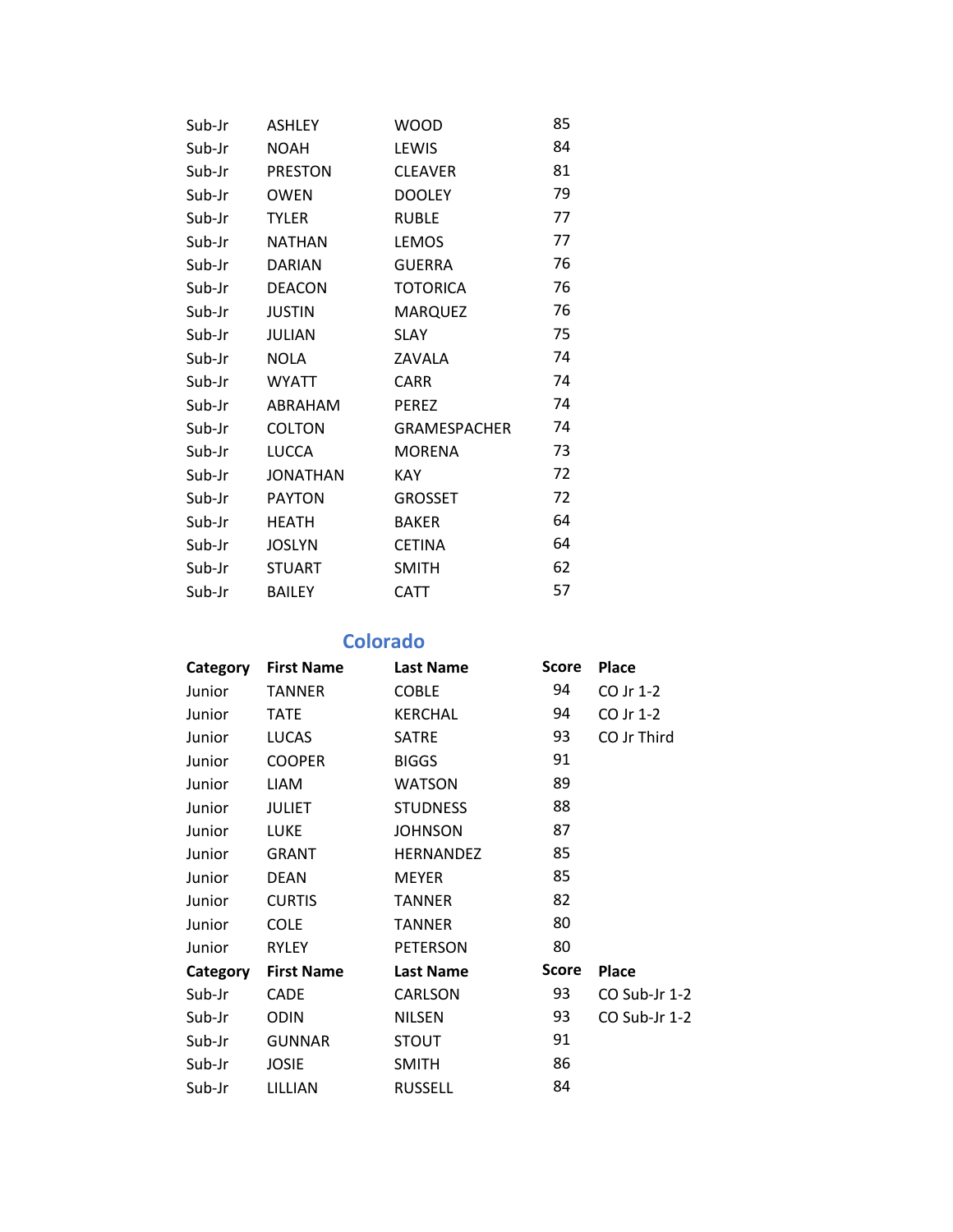| | | | |
|---|---|---|---|
| Sub-Jr | ASHLEY | WOOD | 85 |
| Sub-Jr | NOAH | LEWIS | 84 |
| Sub-Jr | PRESTON | CLEAVER | 81 |
| Sub-Jr | OWEN | DOOLEY | 79 |
| Sub-Jr | TYLER | RUBLE | 77 |
| Sub-Jr | NATHAN | LEMOS | 77 |
| Sub-Jr | DARIAN | GUERRA | 76 |
| Sub-Jr | DEACON | TOTORICA | 76 |
| Sub-Jr | JUSTIN | MARQUEZ | 76 |
| Sub-Jr | JULIAN | SLAY | 75 |
| Sub-Jr | NOLA | ZAVALA | 74 |
| Sub-Jr | WYATT | CARR | 74 |
| Sub-Jr | ABRAHAM | PEREZ | 74 |
| Sub-Jr | COLTON | GRAMESPACHER | 74 |
| Sub-Jr | LUCCA | MORENA | 73 |
| Sub-Jr | JONATHAN | KAY | 72 |
| Sub-Jr | PAYTON | GROSSET | 72 |
| Sub-Jr | HEATH | BAKER | 64 |
| Sub-Jr | JOSLYN | CETINA | 64 |
| Sub-Jr | STUART | SMITH | 62 |
| Sub-Jr | BAILEY | CATT | 57 |

## Colorado

| Category | First Name | Last Name | Score | Place |
|---|---|---|---|---|
| Junior | TANNER | COBLE | 94 | CO Jr 1-2 |
| Junior | TATE | KERCHAL | 94 | CO Jr 1-2 |
| Junior | LUCAS | SATRE | 93 | CO Jr Third |
| Junior | COOPER | BIGGS | 91 | |
| Junior | LIAM | WATSON | 89 | |
| Junior | JULIET | STUDNESS | 88 | |
| Junior | LUKE | JOHNSON | 87 | |
| Junior | GRANT | HERNANDEZ | 85 | |
| Junior | DEAN | MEYER | 85 | |
| Junior | CURTIS | TANNER | 82 | |
| Junior | COLE | TANNER | 80 | |
| Junior | RYLEY | PETERSON | 80 | |

| Category | First Name | Last Name | Score | Place |
|---|---|---|---|---|
| Sub-Jr | CADE | CARLSON | 93 | CO Sub-Jr 1-2 |
| Sub-Jr | ODIN | NILSEN | 93 | CO Sub-Jr 1-2 |
| Sub-Jr | GUNNAR | STOUT | 91 | |
| Sub-Jr | JOSIE | SMITH | 86 | |
| Sub-Jr | LILLIAN | RUSSELL | 84 | |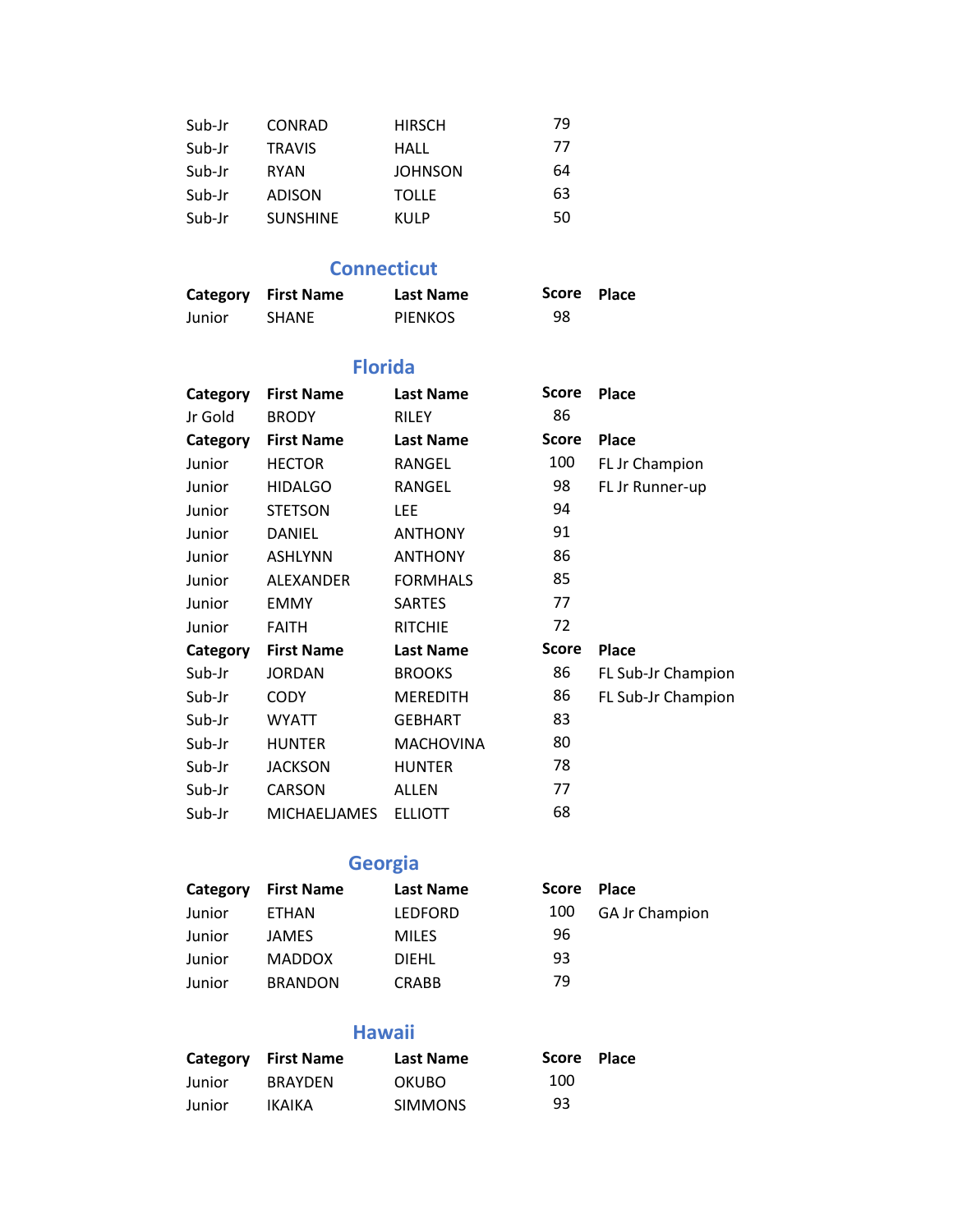| Category | First Name | Last Name | Score | Place |
|---|---|---|---|---|
| Sub-Jr | CONRAD | HIRSCH | 79 | |
| Sub-Jr | TRAVIS | HALL | 77 | |
| Sub-Jr | RYAN | JOHNSON | 64 | |
| Sub-Jr | ADISON | TOLLE | 63 | |
| Sub-Jr | SUNSHINE | KULP | 50 | |

## Connecticut

| Category | First Name | Last Name | Score | Place |
|---|---|---|---|---|
| Junior | SHANE | PIENKOS | 98 | |

## Florida

| Category | First Name | Last Name | Score | Place |
|---|---|---|---|---|
| Jr Gold | BRODY | RILEY | 86 | |

| Category | First Name | Last Name | Score | Place |
|---|---|---|---|---|
| Junior | HECTOR | RANGEL | 100 | FL Jr Champion |
| Junior | HIDALGO | RANGEL | 98 | FL Jr Runner-up |
| Junior | STETSON | LEE | 94 | |
| Junior | DANIEL | ANTHONY | 91 | |
| Junior | ASHLYNN | ANTHONY | 86 | |
| Junior | ALEXANDER | FORMHALS | 85 | |
| Junior | EMMY | SARTES | 77 | |
| Junior | FAITH | RITCHIE | 72 | |

| Category | First Name | Last Name | Score | Place |
|---|---|---|---|---|
| Sub-Jr | JORDAN | BROOKS | 86 | FL Sub-Jr Champion |
| Sub-Jr | CODY | MEREDITH | 86 | FL Sub-Jr Champion |
| Sub-Jr | WYATT | GEBHART | 83 | |
| Sub-Jr | HUNTER | MACHOVINA | 80 | |
| Sub-Jr | JACKSON | HUNTER | 78 | |
| Sub-Jr | CARSON | ALLEN | 77 | |
| Sub-Jr | MICHAELJAMES | ELLIOTT | 68 | |

## Georgia

| Category | First Name | Last Name | Score | Place |
|---|---|---|---|---|
| Junior | ETHAN | LEDFORD | 100 | GA Jr Champion |
| Junior | JAMES | MILES | 96 | |
| Junior | MADDOX | DIEHL | 93 | |
| Junior | BRANDON | CRABB | 79 | |

## Hawaii

| Category | First Name | Last Name | Score | Place |
|---|---|---|---|---|
| Junior | BRAYDEN | OKUBO | 100 | |
| Junior | IKAIKA | SIMMONS | 93 | |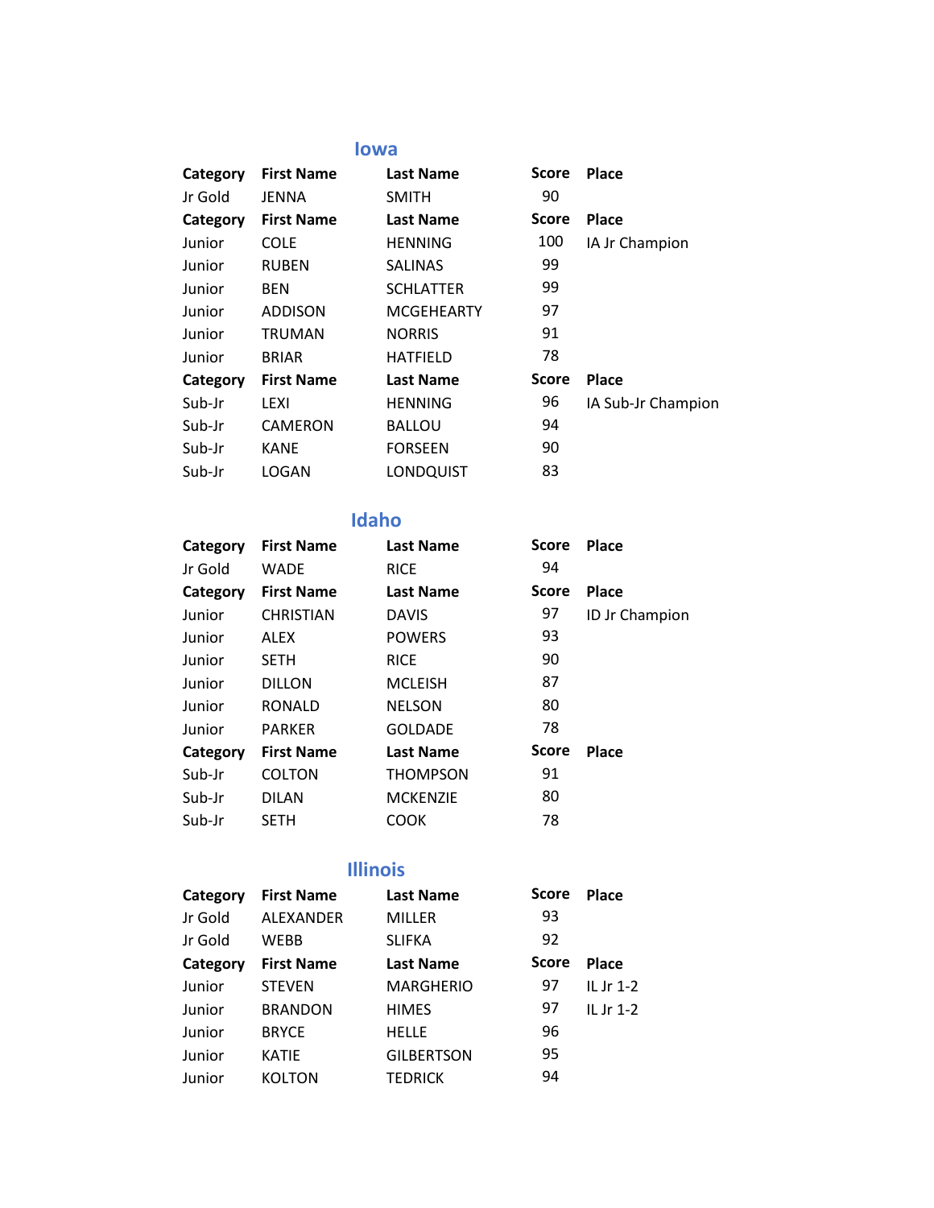## Iowa

| Category | First Name | Last Name | Score | Place |
| --- | --- | --- | --- | --- |
| Jr Gold | JENNA | SMITH | 90 | |
| **Category** | **First Name** | **Last Name** | **Score** | **Place** |
| Junior | COLE | HENNING | 100 | IA Jr Champion |
| Junior | RUBEN | SALINAS | 99 | |
| Junior | BEN | SCHLATTER | 99 | |
| Junior | ADDISON | MCGEHEARTY | 97 | |
| Junior | TRUMAN | NORRIS | 91 | |
| Junior | BRIAR | HATFIELD | 78 | |
| **Category** | **First Name** | **Last Name** | **Score** | **Place** |
| Sub-Jr | LEXI | HENNING | 96 | IA Sub-Jr Champion |
| Sub-Jr | CAMERON | BALLOU | 94 | |
| Sub-Jr | KANE | FORSEEN | 90 | |
| Sub-Jr | LOGAN | LONDQUIST | 83 | |

## Idaho

| Category | First Name | Last Name | Score | Place |
| --- | --- | --- | --- | --- |
| Jr Gold | WADE | RICE | 94 | |
| **Category** | **First Name** | **Last Name** | **Score** | **Place** |
| Junior | CHRISTIAN | DAVIS | 97 | ID Jr Champion |
| Junior | ALEX | POWERS | 93 | |
| Junior | SETH | RICE | 90 | |
| Junior | DILLON | MCLEISH | 87 | |
| Junior | RONALD | NELSON | 80 | |
| Junior | PARKER | GOLDADE | 78 | |
| **Category** | **First Name** | **Last Name** | **Score** | **Place** |
| Sub-Jr | COLTON | THOMPSON | 91 | |
| Sub-Jr | DILAN | MCKENZIE | 80 | |
| Sub-Jr | SETH | COOK | 78 | |

## Illinois

| Category | First Name | Last Name | Score | Place |
| --- | --- | --- | --- | --- |
| Jr Gold | ALEXANDER | MILLER | 93 | |
| Jr Gold | WEBB | SLIFKA | 92 | |
| **Category** | **First Name** | **Last Name** | **Score** | **Place** |
| Junior | STEVEN | MARGHERIO | 97 | IL Jr 1-2 |
| Junior | BRANDON | HIMES | 97 | IL Jr 1-2 |
| Junior | BRYCE | HELLE | 96 | |
| Junior | KATIE | GILBERTSON | 95 | |
| Junior | KOLTON | TEDRICK | 94 | |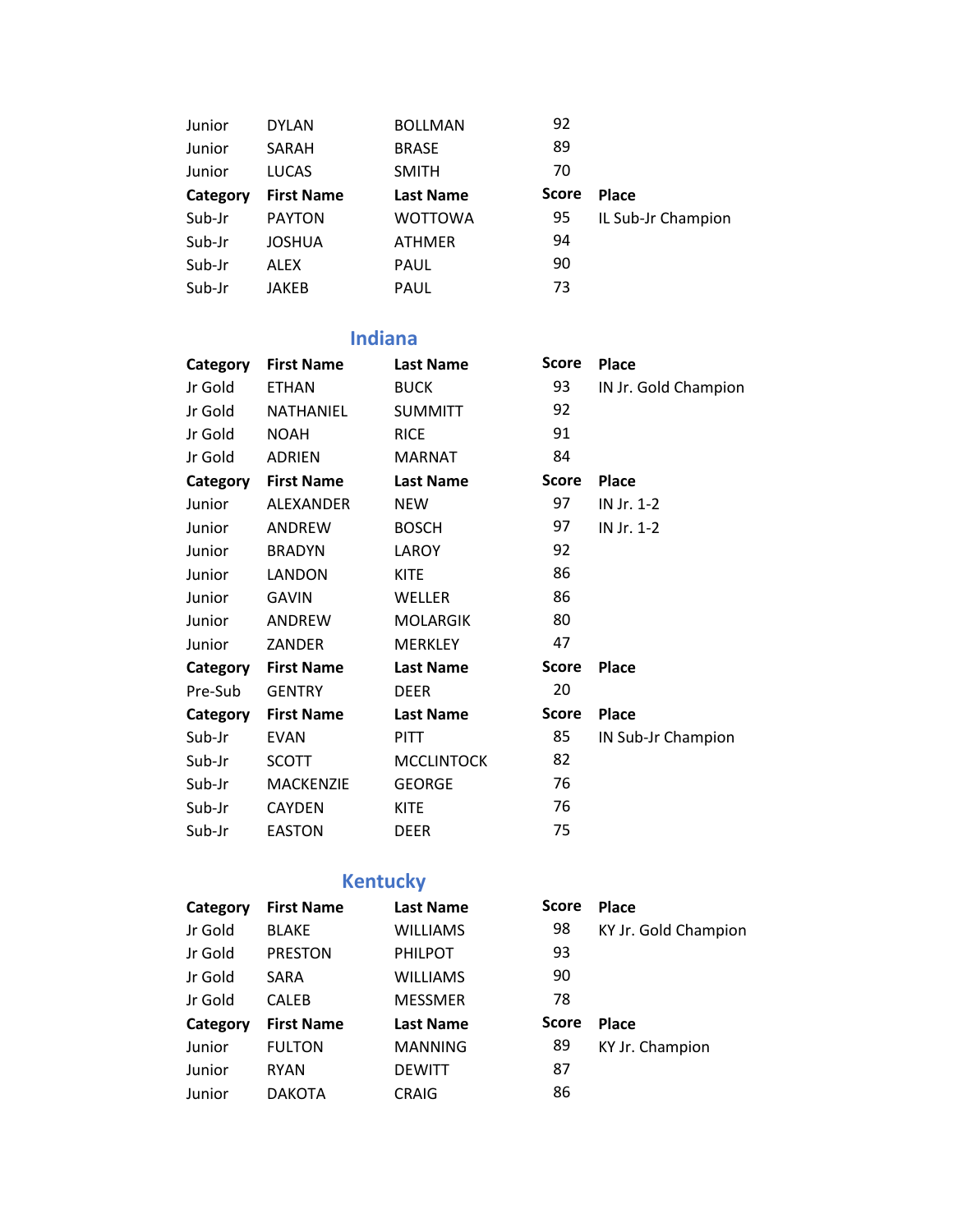| | | | | |
|---|---|---|---|---|
| Junior | DYLAN | BOLLMAN | 92 | |
| Junior | SARAH | BRASE | 89 | |
| Junior | LUCAS | SMITH | 70 | |

| Category | First Name | Last Name | Score | Place |
|---|---|---|---|---|
| Sub-Jr | PAYTON | WOTTOWA | 95 | IL Sub-Jr Champion |
| Sub-Jr | JOSHUA | ATHMER | 94 | |
| Sub-Jr | ALEX | PAUL | 90 | |
| Sub-Jr | JAKEB | PAUL | 73 | |

## Indiana

| Category | First Name | Last Name | Score | Place |
|---|---|---|---|---|
| Jr Gold | ETHAN | BUCK | 93 | IN Jr. Gold Champion |
| Jr Gold | NATHANIEL | SUMMITT | 92 | |
| Jr Gold | NOAH | RICE | 91 | |
| Jr Gold | ADRIEN | MARNAT | 84 | |

| Category | First Name | Last Name | Score | Place |
|---|---|---|---|---|
| Junior | ALEXANDER | NEW | 97 | IN Jr. 1-2 |
| Junior | ANDREW | BOSCH | 97 | IN Jr. 1-2 |
| Junior | BRADYN | LAROY | 92 | |
| Junior | LANDON | KITE | 86 | |
| Junior | GAVIN | WELLER | 86 | |
| Junior | ANDREW | MOLARGIK | 80 | |
| Junior | ZANDER | MERKLEY | 47 | |

| Category | First Name | Last Name | Score | Place |
|---|---|---|---|---|
| Pre-Sub | GENTRY | DEER | 20 | |

| Category | First Name | Last Name | Score | Place |
|---|---|---|---|---|
| Sub-Jr | EVAN | PITT | 85 | IN Sub-Jr Champion |
| Sub-Jr | SCOTT | MCCLINTOCK | 82 | |
| Sub-Jr | MACKENZIE | GEORGE | 76 | |
| Sub-Jr | CAYDEN | KITE | 76 | |
| Sub-Jr | EASTON | DEER | 75 | |

## Kentucky

| Category | First Name | Last Name | Score | Place |
|---|---|---|---|---|
| Jr Gold | BLAKE | WILLIAMS | 98 | KY Jr. Gold Champion |
| Jr Gold | PRESTON | PHILPOT | 93 | |
| Jr Gold | SARA | WILLIAMS | 90 | |
| Jr Gold | CALEB | MESSMER | 78 | |

| Category | First Name | Last Name | Score | Place |
|---|---|---|---|---|
| Junior | FULTON | MANNING | 89 | KY Jr. Champion |
| Junior | RYAN | DEWITT | 87 | |
| Junior | DAKOTA | CRAIG | 86 | |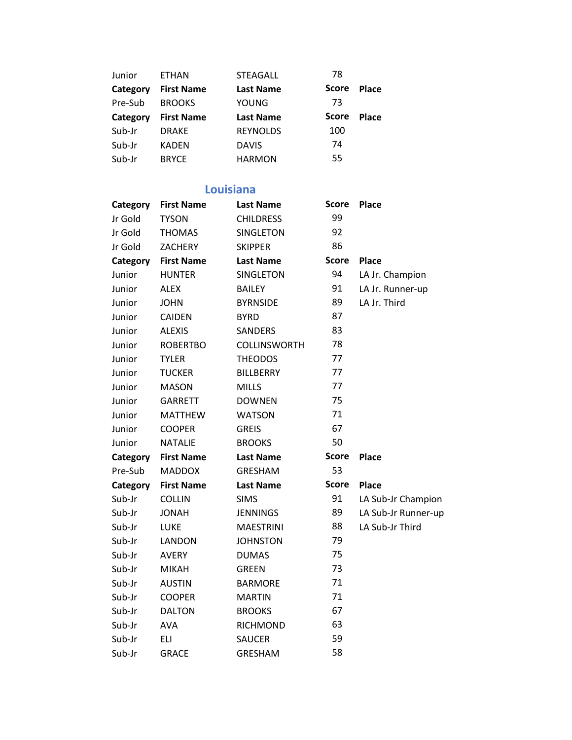| Junior | ETHAN | STEAGALL | 78 | |
|---|---|---|---|---|
| **Category** | **First Name** | **Last Name** | **Score** | **Place** |
| Pre-Sub | BROOKS | YOUNG | 73 | |
| **Category** | **First Name** | **Last Name** | **Score** | **Place** |
| Sub-Jr | DRAKE | REYNOLDS | 100 | |
| Sub-Jr | KADEN | DAVIS | 74 | |
| Sub-Jr | BRYCE | HARMON | 55 | |

## Louisiana

| Category | First Name | Last Name | Score | Place |
|---|---|---|---|---|
| Jr Gold | TYSON | CHILDRESS | 99 | |
| Jr Gold | THOMAS | SINGLETON | 92 | |
| Jr Gold | ZACHERY | SKIPPER | 86 | |
| **Category** | **First Name** | **Last Name** | **Score** | **Place** |
| Junior | HUNTER | SINGLETON | 94 | LA Jr. Champion |
| Junior | ALEX | BAILEY | 91 | LA Jr. Runner-up |
| Junior | JOHN | BYRNSIDE | 89 | LA Jr. Third |
| Junior | CAIDEN | BYRD | 87 | |
| Junior | ALEXIS | SANDERS | 83 | |
| Junior | ROBERTBO | COLLINSWORTH | 78 | |
| Junior | TYLER | THEODOS | 77 | |
| Junior | TUCKER | BILLBERRY | 77 | |
| Junior | MASON | MILLS | 77 | |
| Junior | GARRETT | DOWNEN | 75 | |
| Junior | MATTHEW | WATSON | 71 | |
| Junior | COOPER | GREIS | 67 | |
| Junior | NATALIE | BROOKS | 50 | |
| **Category** | **First Name** | **Last Name** | **Score** | **Place** |
| Pre-Sub | MADDOX | GRESHAM | 53 | |
| **Category** | **First Name** | **Last Name** | **Score** | **Place** |
| Sub-Jr | COLLIN | SIMS | 91 | LA Sub-Jr Champion |
| Sub-Jr | JONAH | JENNINGS | 89 | LA Sub-Jr Runner-up |
| Sub-Jr | LUKE | MAESTRINI | 88 | LA Sub-Jr Third |
| Sub-Jr | LANDON | JOHNSTON | 79 | |
| Sub-Jr | AVERY | DUMAS | 75 | |
| Sub-Jr | MIKAH | GREEN | 73 | |
| Sub-Jr | AUSTIN | BARMORE | 71 | |
| Sub-Jr | COOPER | MARTIN | 71 | |
| Sub-Jr | DALTON | BROOKS | 67 | |
| Sub-Jr | AVA | RICHMOND | 63 | |
| Sub-Jr | ELI | SAUCER | 59 | |
| Sub-Jr | GRACE | GRESHAM | 58 | |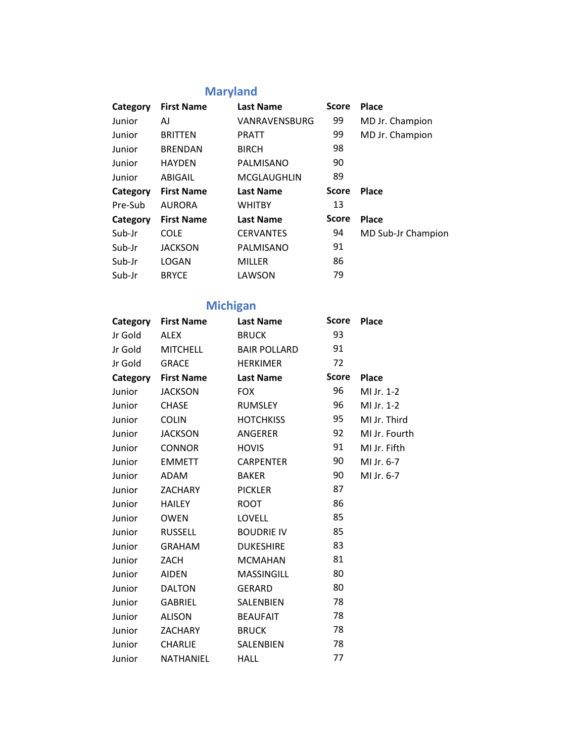## Maryland

| Category | First Name | Last Name | Score | Place |
|---|---|---|---|---|
| Junior | AJ | VANRAVENSBURG | 99 | MD Jr. Champion |
| Junior | BRITTEN | PRATT | 99 | MD Jr. Champion |
| Junior | BRENDAN | BIRCH | 98 | |
| Junior | HAYDEN | PALMISANO | 90 | |
| Junior | ABIGAIL | MCGLAUGHLIN | 89 | |
| **Category** | **First Name** | **Last Name** | **Score** | **Place** |
| Pre-Sub | AURORA | WHITBY | 13 | |
| **Category** | **First Name** | **Last Name** | **Score** | **Place** |
| Sub-Jr | COLE | CERVANTES | 94 | MD Sub-Jr Champion |
| Sub-Jr | JACKSON | PALMISANO | 91 | |
| Sub-Jr | LOGAN | MILLER | 86 | |
| Sub-Jr | BRYCE | LAWSON | 79 | |

## Michigan

| Category | First Name | Last Name | Score | Place |
|---|---|---|---|---|
| Jr Gold | ALEX | BRUCK | 93 | |
| Jr Gold | MITCHELL | BAIR POLLARD | 91 | |
| Jr Gold | GRACE | HERKIMER | 72 | |
| **Category** | **First Name** | **Last Name** | **Score** | **Place** |
| Junior | JACKSON | FOX | 96 | MI Jr. 1-2 |
| Junior | CHASE | RUMSLEY | 96 | MI Jr. 1-2 |
| Junior | COLIN | HOTCHKISS | 95 | MI Jr. Third |
| Junior | JACKSON | ANGERER | 92 | MI Jr. Fourth |
| Junior | CONNOR | HOVIS | 91 | MI Jr. Fifth |
| Junior | EMMETT | CARPENTER | 90 | MI Jr. 6-7 |
| Junior | ADAM | BAKER | 90 | MI Jr. 6-7 |
| Junior | ZACHARY | PICKLER | 87 | |
| Junior | HAILEY | ROOT | 86 | |
| Junior | OWEN | LOVELL | 85 | |
| Junior | RUSSELL | BOUDRIE IV | 85 | |
| Junior | GRAHAM | DUKESHIRE | 83 | |
| Junior | ZACH | MCMAHAN | 81 | |
| Junior | AIDEN | MASSINGILL | 80 | |
| Junior | DALTON | GERARD | 80 | |
| Junior | GABRIEL | SALENBIEN | 78 | |
| Junior | ALISON | BEAUFAIT | 78 | |
| Junior | ZACHARY | BRUCK | 78 | |
| Junior | CHARLIE | SALENBIEN | 78 | |
| Junior | NATHANIEL | HALL | 77 | |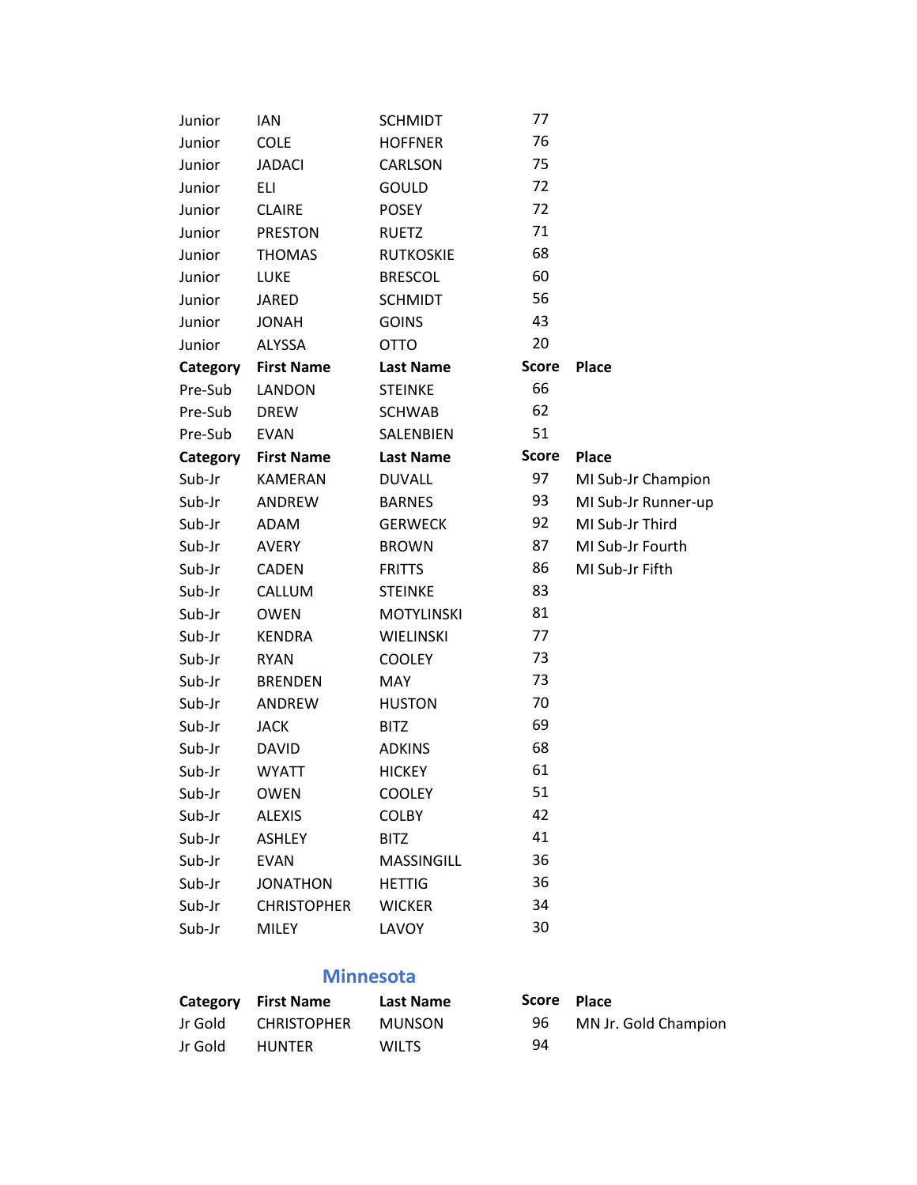| Category | First Name | Last Name | Score | Place |
|---|---|---|---|---|
| Junior | IAN | SCHMIDT | 77 | |
| Junior | COLE | HOFFNER | 76 | |
| Junior | JADACI | CARLSON | 75 | |
| Junior | ELI | GOULD | 72 | |
| Junior | CLAIRE | POSEY | 72 | |
| Junior | PRESTON | RUETZ | 71 | |
| Junior | THOMAS | RUTKOSKIE | 68 | |
| Junior | LUKE | BRESCOL | 60 | |
| Junior | JARED | SCHMIDT | 56 | |
| Junior | JONAH | GOINS | 43 | |
| Junior | ALYSSA | OTTO | 20 | |

| Category | First Name | Last Name | Score | Place |
|---|---|---|---|---|
| Pre-Sub | LANDON | STEINKE | 66 | |
| Pre-Sub | DREW | SCHWAB | 62 | |
| Pre-Sub | EVAN | SALENBIEN | 51 | |

| Category | First Name | Last Name | Score | Place |
|---|---|---|---|---|
| Sub-Jr | KAMERAN | DUVALL | 97 | MI Sub-Jr Champion |
| Sub-Jr | ANDREW | BARNES | 93 | MI Sub-Jr Runner-up |
| Sub-Jr | ADAM | GERWECK | 92 | MI Sub-Jr Third |
| Sub-Jr | AVERY | BROWN | 87 | MI Sub-Jr Fourth |
| Sub-Jr | CADEN | FRITTS | 86 | MI Sub-Jr Fifth |
| Sub-Jr | CALLUM | STEINKE | 83 | |
| Sub-Jr | OWEN | MOTYLINSKI | 81 | |
| Sub-Jr | KENDRA | WIELINSKI | 77 | |
| Sub-Jr | RYAN | COOLEY | 73 | |
| Sub-Jr | BRENDEN | MAY | 73 | |
| Sub-Jr | ANDREW | HUSTON | 70 | |
| Sub-Jr | JACK | BITZ | 69 | |
| Sub-Jr | DAVID | ADKINS | 68 | |
| Sub-Jr | WYATT | HICKEY | 61 | |
| Sub-Jr | OWEN | COOLEY | 51 | |
| Sub-Jr | ALEXIS | COLBY | 42 | |
| Sub-Jr | ASHLEY | BITZ | 41 | |
| Sub-Jr | EVAN | MASSINGILL | 36 | |
| Sub-Jr | JONATHON | HETTIG | 36 | |
| Sub-Jr | CHRISTOPHER | WICKER | 34 | |
| Sub-Jr | MILEY | LAVOY | 30 | |

## Minnesota

| Category | First Name | Last Name | Score | Place |
|---|---|---|---|---|
| Jr Gold | CHRISTOPHER | MUNSON | 96 | MN Jr. Gold Champion |
| Jr Gold | HUNTER | WILTS | 94 | |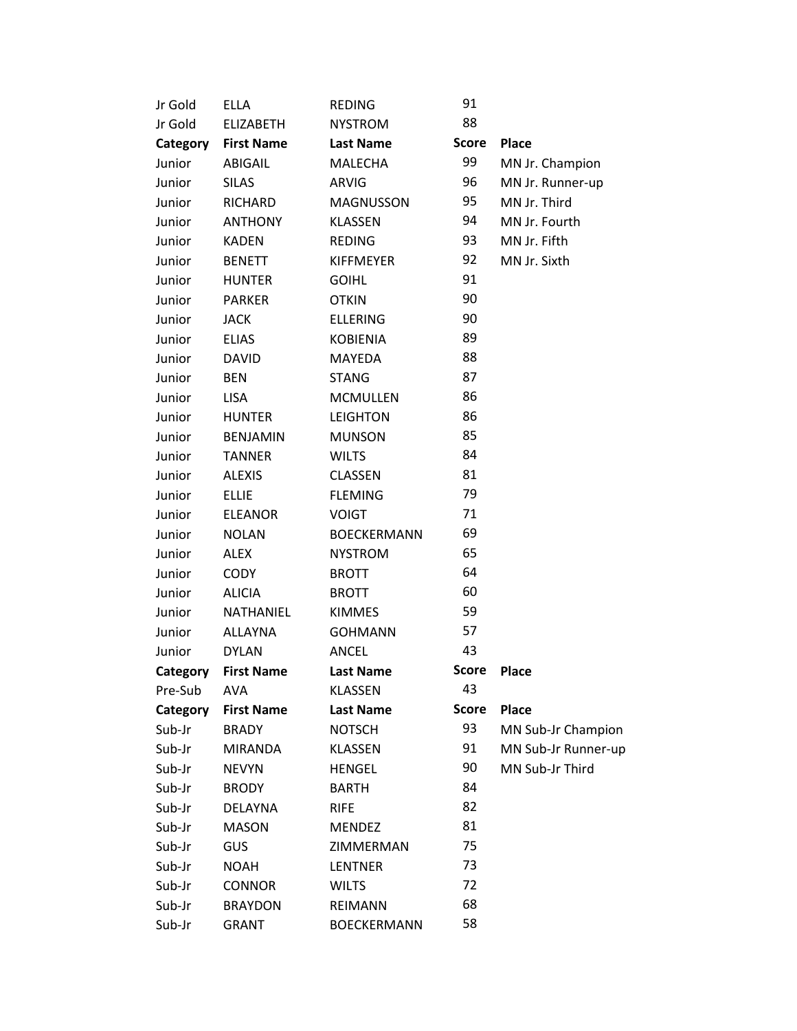| Category | First Name | Last Name | Score | Place |
|---|---|---|---|---|
| Jr Gold | ELLA | REDING | 91 | |
| Jr Gold | ELIZABETH | NYSTROM | 88 | |

| Category | First Name | Last Name | Score | Place |
|---|---|---|---|---|
| Junior | ABIGAIL | MALECHA | 99 | MN Jr. Champion |
| Junior | SILAS | ARVIG | 96 | MN Jr. Runner-up |
| Junior | RICHARD | MAGNUSSON | 95 | MN Jr. Third |
| Junior | ANTHONY | KLASSEN | 94 | MN Jr. Fourth |
| Junior | KADEN | REDING | 93 | MN Jr. Fifth |
| Junior | BENETT | KIFFMEYER | 92 | MN Jr. Sixth |
| Junior | HUNTER | GOIHL | 91 | |
| Junior | PARKER | OTKIN | 90 | |
| Junior | JACK | ELLERING | 90 | |
| Junior | ELIAS | KOBIENIA | 89 | |
| Junior | DAVID | MAYEDA | 88 | |
| Junior | BEN | STANG | 87 | |
| Junior | LISA | MCMULLEN | 86 | |
| Junior | HUNTER | LEIGHTON | 86 | |
| Junior | BENJAMIN | MUNSON | 85 | |
| Junior | TANNER | WILTS | 84 | |
| Junior | ALEXIS | CLASSEN | 81 | |
| Junior | ELLIE | FLEMING | 79 | |
| Junior | ELEANOR | VOIGT | 71 | |
| Junior | NOLAN | BOECKERMANN | 69 | |
| Junior | ALEX | NYSTROM | 65 | |
| Junior | CODY | BROTT | 64 | |
| Junior | ALICIA | BROTT | 60 | |
| Junior | NATHANIEL | KIMMES | 59 | |
| Junior | ALLAYNA | GOHMANN | 57 | |
| Junior | DYLAN | ANCEL | 43 | |

| Category | First Name | Last Name | Score | Place |
|---|---|---|---|---|
| Pre-Sub | AVA | KLASSEN | 43 | |

| Category | First Name | Last Name | Score | Place |
|---|---|---|---|---|
| Sub-Jr | BRADY | NOTSCH | 93 | MN Sub-Jr Champion |
| Sub-Jr | MIRANDA | KLASSEN | 91 | MN Sub-Jr Runner-up |
| Sub-Jr | NEVYN | HENGEL | 90 | MN Sub-Jr Third |
| Sub-Jr | BRODY | BARTH | 84 | |
| Sub-Jr | DELAYNA | RIFE | 82 | |
| Sub-Jr | MASON | MENDEZ | 81 | |
| Sub-Jr | GUS | ZIMMERMAN | 75 | |
| Sub-Jr | NOAH | LENTNER | 73 | |
| Sub-Jr | CONNOR | WILTS | 72 | |
| Sub-Jr | BRAYDON | REIMANN | 68 | |
| Sub-Jr | GRANT | BOECKERMANN | 58 | |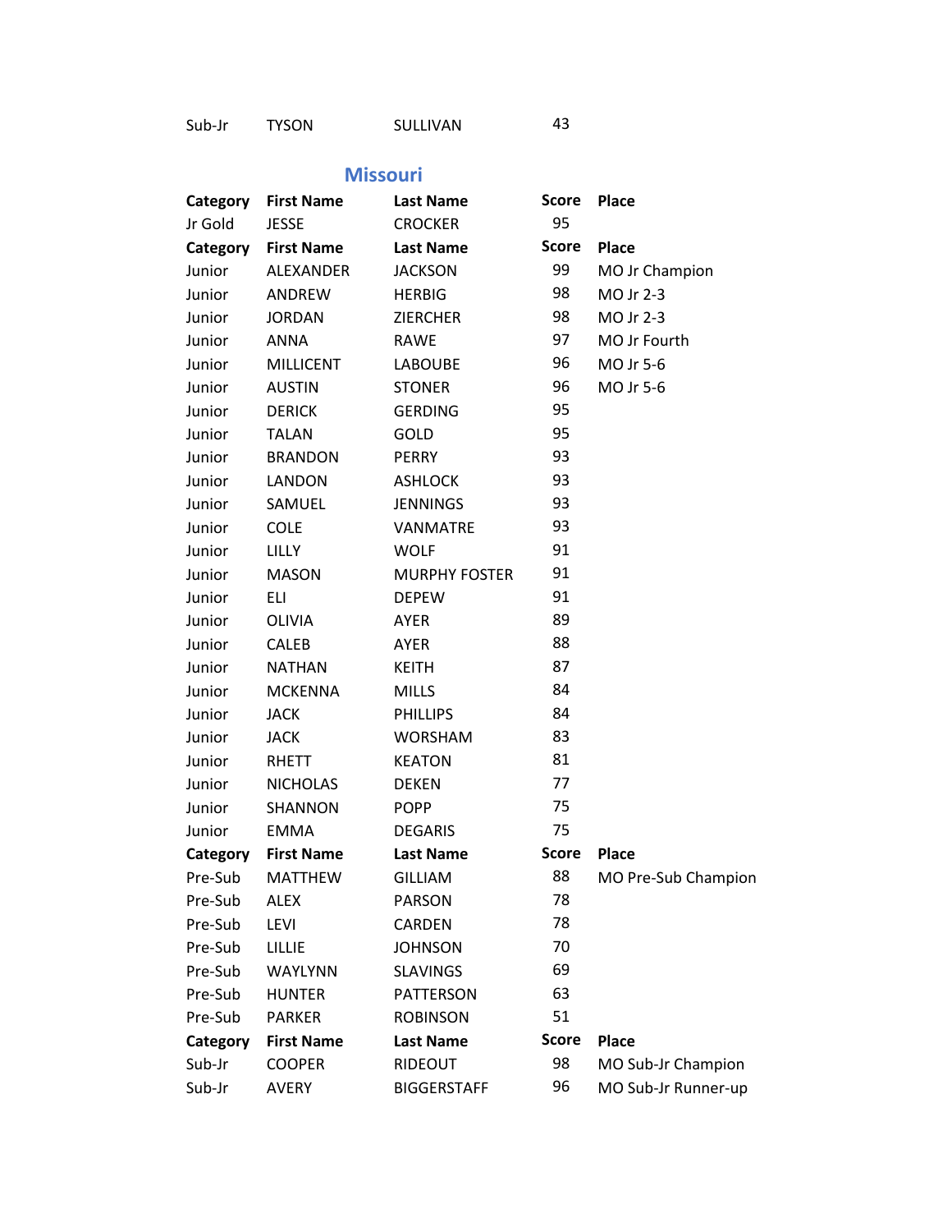| Sub-Jr | TYSON | SULLIVAN | 43 | |
|---|---|---|---|---|

## Missouri

| Category | First Name | Last Name | Score | Place |
|---|---|---|---|---|
| Jr Gold | JESSE | CROCKER | 95 | |

| Category | First Name | Last Name | Score | Place |
|---|---|---|---|---|
| Junior | ALEXANDER | JACKSON | 99 | MO Jr Champion |
| Junior | ANDREW | HERBIG | 98 | MO Jr 2-3 |
| Junior | JORDAN | ZIERCHER | 98 | MO Jr 2-3 |
| Junior | ANNA | RAWE | 97 | MO Jr Fourth |
| Junior | MILLICENT | LABOUBE | 96 | MO Jr 5-6 |
| Junior | AUSTIN | STONER | 96 | MO Jr 5-6 |
| Junior | DERICK | GERDING | 95 | |
| Junior | TALAN | GOLD | 95 | |
| Junior | BRANDON | PERRY | 93 | |
| Junior | LANDON | ASHLOCK | 93 | |
| Junior | SAMUEL | JENNINGS | 93 | |
| Junior | COLE | VANMATRE | 93 | |
| Junior | LILLY | WOLF | 91 | |
| Junior | MASON | MURPHY FOSTER | 91 | |
| Junior | ELI | DEPEW | 91 | |
| Junior | OLIVIA | AYER | 89 | |
| Junior | CALEB | AYER | 88 | |
| Junior | NATHAN | KEITH | 87 | |
| Junior | MCKENNA | MILLS | 84 | |
| Junior | JACK | PHILLIPS | 84 | |
| Junior | JACK | WORSHAM | 83 | |
| Junior | RHETT | KEATON | 81 | |
| Junior | NICHOLAS | DEKEN | 77 | |
| Junior | SHANNON | POPP | 75 | |
| Junior | EMMA | DEGARIS | 75 | |

| Category | First Name | Last Name | Score | Place |
|---|---|---|---|---|
| Pre-Sub | MATTHEW | GILLIAM | 88 | MO Pre-Sub Champion |
| Pre-Sub | ALEX | PARSON | 78 | |
| Pre-Sub | LEVI | CARDEN | 78 | |
| Pre-Sub | LILLIE | JOHNSON | 70 | |
| Pre-Sub | WAYLYNN | SLAVINGS | 69 | |
| Pre-Sub | HUNTER | PATTERSON | 63 | |
| Pre-Sub | PARKER | ROBINSON | 51 | |

| Category | First Name | Last Name | Score | Place |
|---|---|---|---|---|
| Sub-Jr | COOPER | RIDEOUT | 98 | MO Sub-Jr Champion |
| Sub-Jr | AVERY | BIGGERSTAFF | 96 | MO Sub-Jr Runner-up |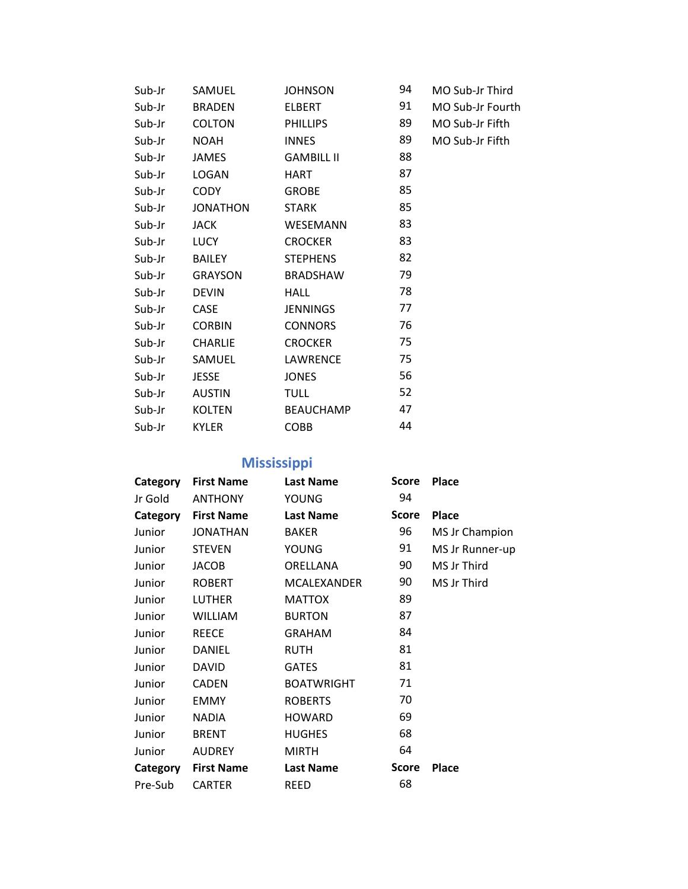| | | | | |
|---|---|---|---|---|
| Sub-Jr | SAMUEL | JOHNSON | 94 | MO Sub-Jr Third |
| Sub-Jr | BRADEN | ELBERT | 91 | MO Sub-Jr Fourth |
| Sub-Jr | COLTON | PHILLIPS | 89 | MO Sub-Jr Fifth |
| Sub-Jr | NOAH | INNES | 89 | MO Sub-Jr Fifth |
| Sub-Jr | JAMES | GAMBILL II | 88 | |
| Sub-Jr | LOGAN | HART | 87 | |
| Sub-Jr | CODY | GROBE | 85 | |
| Sub-Jr | JONATHON | STARK | 85 | |
| Sub-Jr | JACK | WESEMANN | 83 | |
| Sub-Jr | LUCY | CROCKER | 83 | |
| Sub-Jr | BAILEY | STEPHENS | 82 | |
| Sub-Jr | GRAYSON | BRADSHAW | 79 | |
| Sub-Jr | DEVIN | HALL | 78 | |
| Sub-Jr | CASE | JENNINGS | 77 | |
| Sub-Jr | CORBIN | CONNORS | 76 | |
| Sub-Jr | CHARLIE | CROCKER | 75 | |
| Sub-Jr | SAMUEL | LAWRENCE | 75 | |
| Sub-Jr | JESSE | JONES | 56 | |
| Sub-Jr | AUSTIN | TULL | 52 | |
| Sub-Jr | KOLTEN | BEAUCHAMP | 47 | |
| Sub-Jr | KYLER | COBB | 44 | |

## Mississippi

| Category | First Name | Last Name | Score | Place |
|---|---|---|---|---|
| Jr Gold | ANTHONY | YOUNG | 94 | |
| **Category** | **First Name** | **Last Name** | **Score** | **Place** |
| Junior | JONATHAN | BAKER | 96 | MS Jr Champion |
| Junior | STEVEN | YOUNG | 91 | MS Jr Runner-up |
| Junior | JACOB | ORELLANA | 90 | MS Jr Third |
| Junior | ROBERT | MCALEXANDER | 90 | MS Jr Third |
| Junior | LUTHER | MATTOX | 89 | |
| Junior | WILLIAM | BURTON | 87 | |
| Junior | REECE | GRAHAM | 84 | |
| Junior | DANIEL | RUTH | 81 | |
| Junior | DAVID | GATES | 81 | |
| Junior | CADEN | BOATWRIGHT | 71 | |
| Junior | EMMY | ROBERTS | 70 | |
| Junior | NADIA | HOWARD | 69 | |
| Junior | BRENT | HUGHES | 68 | |
| Junior | AUDREY | MIRTH | 64 | |
| **Category** | **First Name** | **Last Name** | **Score** | **Place** |
| Pre-Sub | CARTER | REED | 68 | |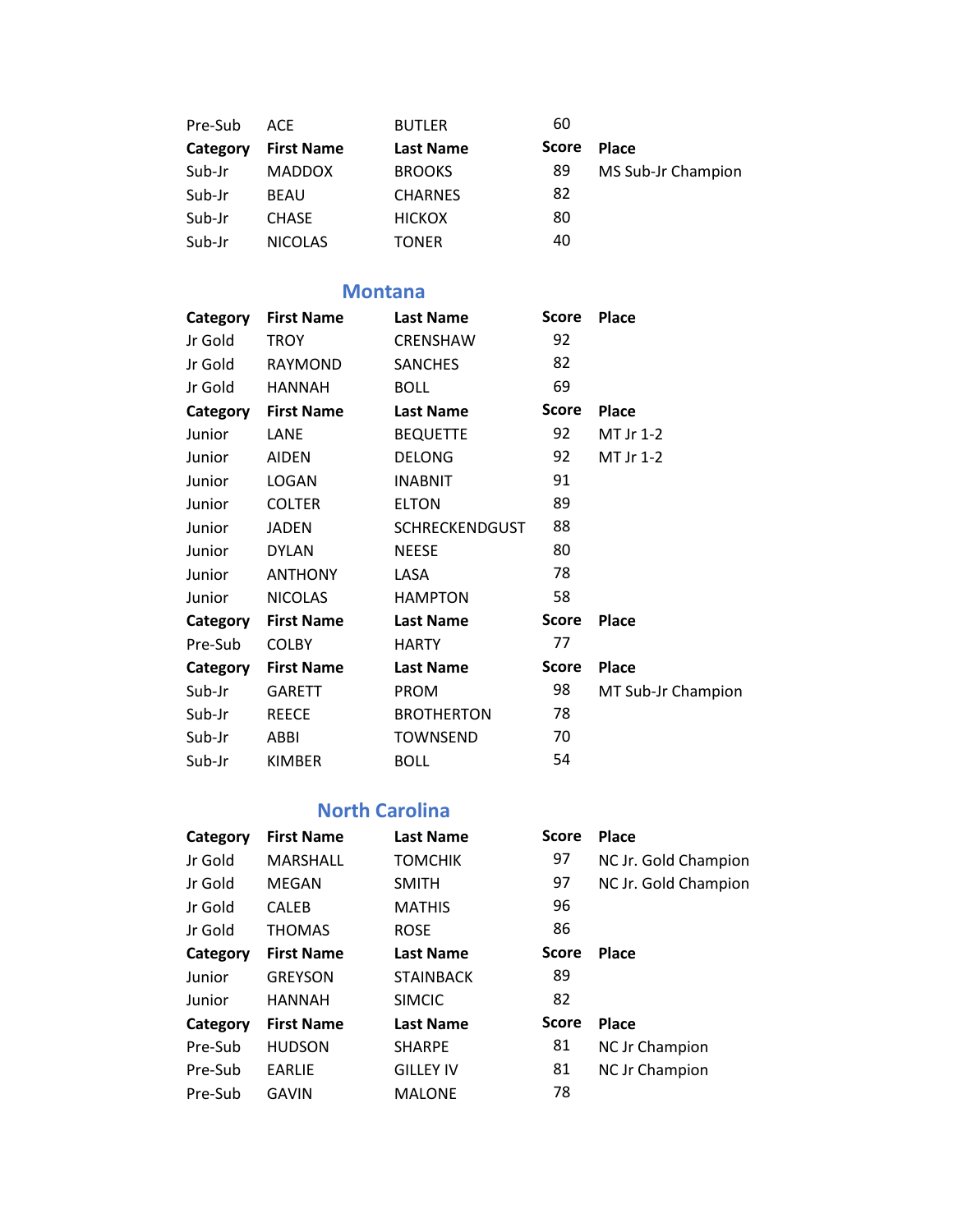| Pre-Sub | ACE | BUTLER | 60 | |
|---|---|---|---|---|
| **Category** | **First Name** | **Last Name** | **Score** | **Place** |
| Sub-Jr | MADDOX | BROOKS | 89 | MS Sub-Jr Champion |
| Sub-Jr | BEAU | CHARNES | 82 | |
| Sub-Jr | CHASE | HICKOX | 80 | |
| Sub-Jr | NICOLAS | TONER | 40 | |

## Montana

| Category | First Name | Last Name | Score | Place |
|---|---|---|---|---|
| Jr Gold | TROY | CRENSHAW | 92 | |
| Jr Gold | RAYMOND | SANCHES | 82 | |
| Jr Gold | HANNAH | BOLL | 69 | |
| **Category** | **First Name** | **Last Name** | **Score** | **Place** |
| Junior | LANE | BEQUETTE | 92 | MT Jr 1-2 |
| Junior | AIDEN | DELONG | 92 | MT Jr 1-2 |
| Junior | LOGAN | INABNIT | 91 | |
| Junior | COLTER | ELTON | 89 | |
| Junior | JADEN | SCHRECKENDGUST | 88 | |
| Junior | DYLAN | NEESE | 80 | |
| Junior | ANTHONY | LASA | 78 | |
| Junior | NICOLAS | HAMPTON | 58 | |
| **Category** | **First Name** | **Last Name** | **Score** | **Place** |
| Pre-Sub | COLBY | HARTY | 77 | |
| **Category** | **First Name** | **Last Name** | **Score** | **Place** |
| Sub-Jr | GARETT | PROM | 98 | MT Sub-Jr Champion |
| Sub-Jr | REECE | BROTHERTON | 78 | |
| Sub-Jr | ABBI | TOWNSEND | 70 | |
| Sub-Jr | KIMBER | BOLL | 54 | |

## North Carolina

| Category | First Name | Last Name | Score | Place |
|---|---|---|---|---|
| Jr Gold | MARSHALL | TOMCHIK | 97 | NC Jr. Gold Champion |
| Jr Gold | MEGAN | SMITH | 97 | NC Jr. Gold Champion |
| Jr Gold | CALEB | MATHIS | 96 | |
| Jr Gold | THOMAS | ROSE | 86 | |
| **Category** | **First Name** | **Last Name** | **Score** | **Place** |
| Junior | GREYSON | STAINBACK | 89 | |
| Junior | HANNAH | SIMCIC | 82 | |
| **Category** | **First Name** | **Last Name** | **Score** | **Place** |
| Pre-Sub | HUDSON | SHARPE | 81 | NC Jr Champion |
| Pre-Sub | EARLIE | GILLEY IV | 81 | NC Jr Champion |
| Pre-Sub | GAVIN | MALONE | 78 | |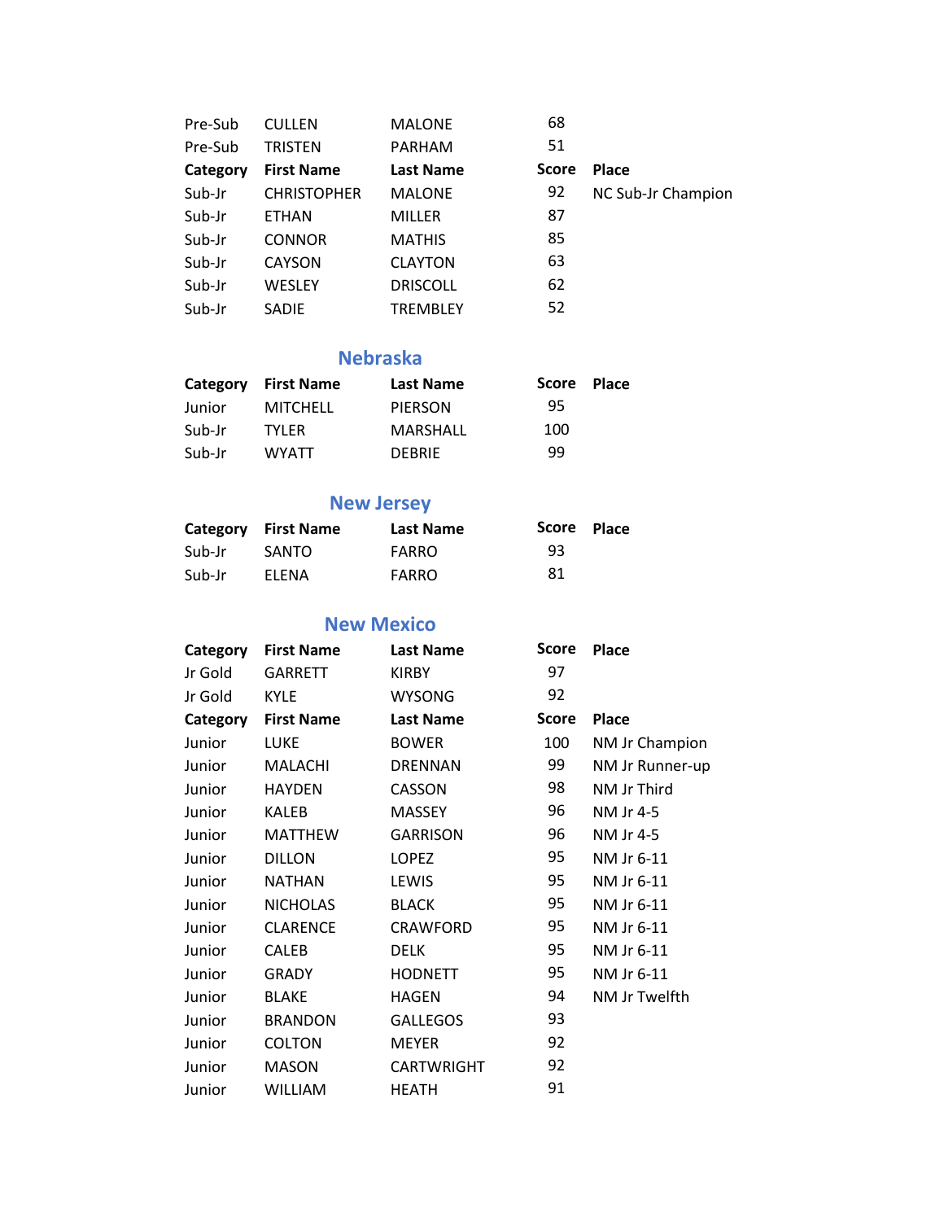| | | | | |
|---|---|---|---|---|
| Pre-Sub | CULLEN | MALONE | 68 | |
| Pre-Sub | TRISTEN | PARHAM | 51 | |

| Category | First Name | Last Name | Score | Place |
|---|---|---|---|---|
| Sub-Jr | CHRISTOPHER | MALONE | 92 | NC Sub-Jr Champion |
| Sub-Jr | ETHAN | MILLER | 87 | |
| Sub-Jr | CONNOR | MATHIS | 85 | |
| Sub-Jr | CAYSON | CLAYTON | 63 | |
| Sub-Jr | WESLEY | DRISCOLL | 62 | |
| Sub-Jr | SADIE | TREMBLEY | 52 | |

## Nebraska

| Category | First Name | Last Name | Score | Place |
|---|---|---|---|---|
| Junior | MITCHELL | PIERSON | 95 | |
| Sub-Jr | TYLER | MARSHALL | 100 | |
| Sub-Jr | WYATT | DEBRIE | 99 | |

## New Jersey

| Category | First Name | Last Name | Score | Place |
|---|---|---|---|---|
| Sub-Jr | SANTO | FARRO | 93 | |
| Sub-Jr | ELENA | FARRO | 81 | |

## New Mexico

| Category | First Name | Last Name | Score | Place |
|---|---|---|---|---|
| Jr Gold | GARRETT | KIRBY | 97 | |
| Jr Gold | KYLE | WYSONG | 92 | |

| Category | First Name | Last Name | Score | Place |
|---|---|---|---|---|
| Junior | LUKE | BOWER | 100 | NM Jr Champion |
| Junior | MALACHI | DRENNAN | 99 | NM Jr Runner-up |
| Junior | HAYDEN | CASSON | 98 | NM Jr Third |
| Junior | KALEB | MASSEY | 96 | NM Jr 4-5 |
| Junior | MATTHEW | GARRISON | 96 | NM Jr 4-5 |
| Junior | DILLON | LOPEZ | 95 | NM Jr 6-11 |
| Junior | NATHAN | LEWIS | 95 | NM Jr 6-11 |
| Junior | NICHOLAS | BLACK | 95 | NM Jr 6-11 |
| Junior | CLARENCE | CRAWFORD | 95 | NM Jr 6-11 |
| Junior | CALEB | DELK | 95 | NM Jr 6-11 |
| Junior | GRADY | HODNETT | 95 | NM Jr 6-11 |
| Junior | BLAKE | HAGEN | 94 | NM Jr Twelfth |
| Junior | BRANDON | GALLEGOS | 93 | |
| Junior | COLTON | MEYER | 92 | |
| Junior | MASON | CARTWRIGHT | 92 | |
| Junior | WILLIAM | HEATH | 91 | |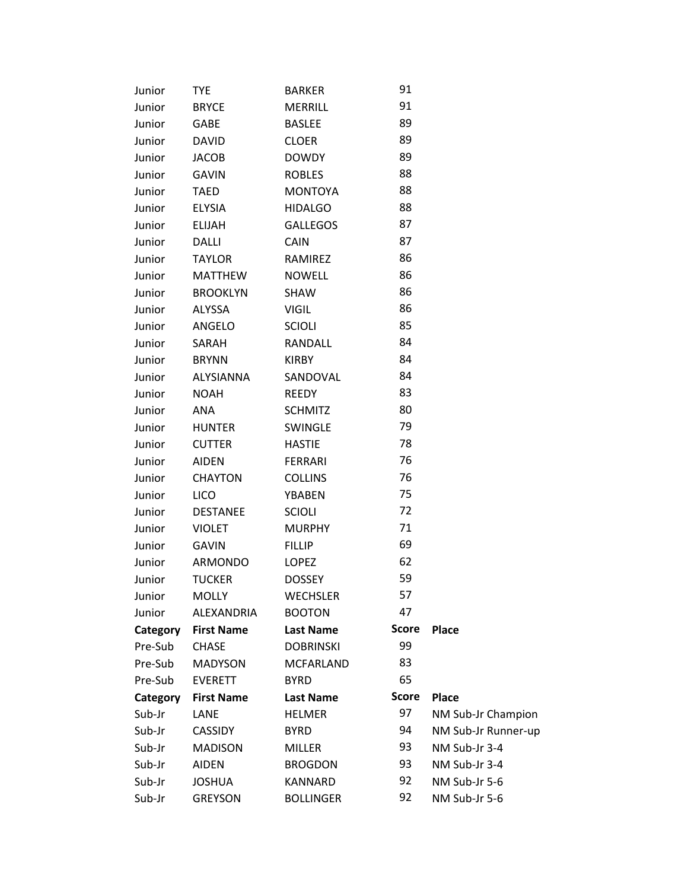| | | | | |
|---|---|---|---|---|
| Junior | TYE | BARKER | 91 | |
| Junior | BRYCE | MERRILL | 91 | |
| Junior | GABE | BASLEE | 89 | |
| Junior | DAVID | CLOER | 89 | |
| Junior | JACOB | DOWDY | 89 | |
| Junior | GAVIN | ROBLES | 88 | |
| Junior | TAED | MONTOYA | 88 | |
| Junior | ELYSIA | HIDALGO | 88 | |
| Junior | ELIJAH | GALLEGOS | 87 | |
| Junior | DALLI | CAIN | 87 | |
| Junior | TAYLOR | RAMIREZ | 86 | |
| Junior | MATTHEW | NOWELL | 86 | |
| Junior | BROOKLYN | SHAW | 86 | |
| Junior | ALYSSA | VIGIL | 86 | |
| Junior | ANGELO | SCIOLI | 85 | |
| Junior | SARAH | RANDALL | 84 | |
| Junior | BRYNN | KIRBY | 84 | |
| Junior | ALYSIANNA | SANDOVAL | 84 | |
| Junior | NOAH | REEDY | 83 | |
| Junior | ANA | SCHMITZ | 80 | |
| Junior | HUNTER | SWINGLE | 79 | |
| Junior | CUTTER | HASTIE | 78 | |
| Junior | AIDEN | FERRARI | 76 | |
| Junior | CHAYTON | COLLINS | 76 | |
| Junior | LICO | YBABEN | 75 | |
| Junior | DESTANEE | SCIOLI | 72 | |
| Junior | VIOLET | MURPHY | 71 | |
| Junior | GAVIN | FILLIP | 69 | |
| Junior | ARMONDO | LOPEZ | 62 | |
| Junior | TUCKER | DOSSEY | 59 | |
| Junior | MOLLY | WECHSLER | 57 | |
| Junior | ALEXANDRIA | BOOTON | 47 | |

| Category | First Name | Last Name | Score | Place |
|---|---|---|---|---|
| Pre-Sub | CHASE | DOBRINSKI | 99 | |
| Pre-Sub | MADYSON | MCFARLAND | 83 | |
| Pre-Sub | EVERETT | BYRD | 65 | |

| Category | First Name | Last Name | Score | Place |
|---|---|---|---|---|
| Sub-Jr | LANE | HELMER | 97 | NM Sub-Jr Champion |
| Sub-Jr | CASSIDY | BYRD | 94 | NM Sub-Jr Runner-up |
| Sub-Jr | MADISON | MILLER | 93 | NM Sub-Jr 3-4 |
| Sub-Jr | AIDEN | BROGDON | 93 | NM Sub-Jr 3-4 |
| Sub-Jr | JOSHUA | KANNARD | 92 | NM Sub-Jr 5-6 |
| Sub-Jr | GREYSON | BOLLINGER | 92 | NM Sub-Jr 5-6 |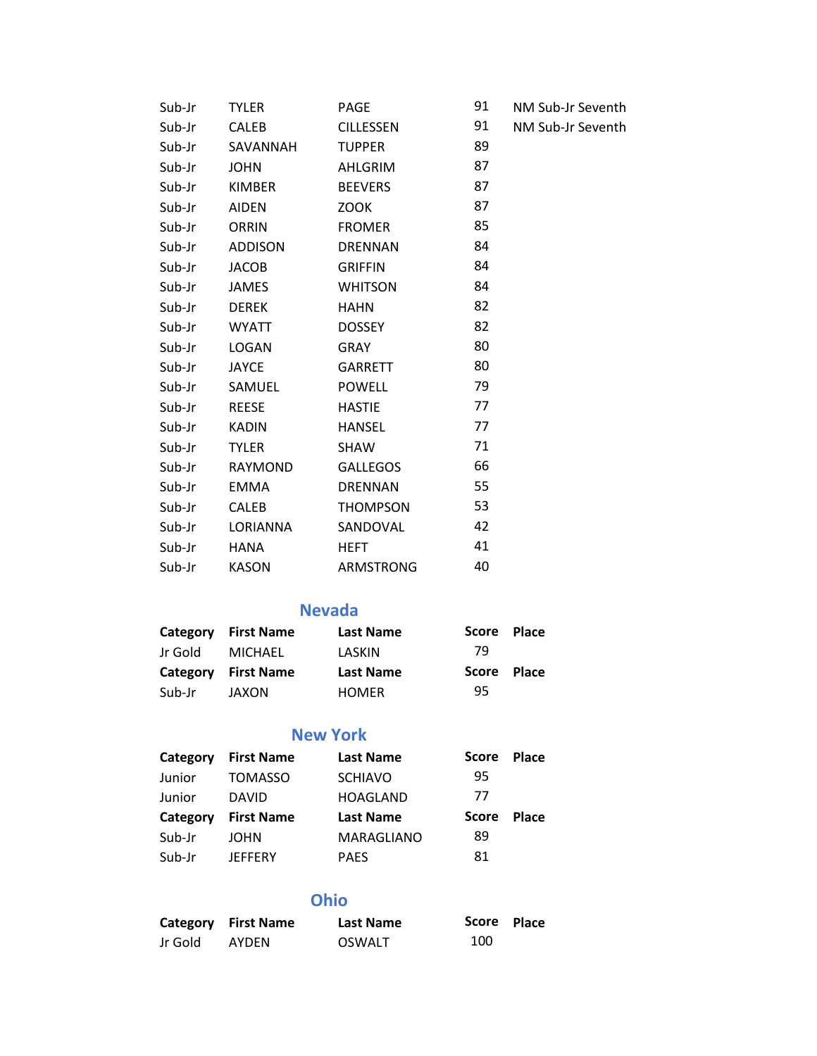| | | | | |
|---|---|---|---|---|
| Sub-Jr | TYLER | PAGE | 91 | NM Sub-Jr Seventh |
| Sub-Jr | CALEB | CILLESSEN | 91 | NM Sub-Jr Seventh |
| Sub-Jr | SAVANNAH | TUPPER | 89 | |
| Sub-Jr | JOHN | AHLGRIM | 87 | |
| Sub-Jr | KIMBER | BEEVERS | 87 | |
| Sub-Jr | AIDEN | ZOOK | 87 | |
| Sub-Jr | ORRIN | FROMER | 85 | |
| Sub-Jr | ADDISON | DRENNAN | 84 | |
| Sub-Jr | JACOB | GRIFFIN | 84 | |
| Sub-Jr | JAMES | WHITSON | 84 | |
| Sub-Jr | DEREK | HAHN | 82 | |
| Sub-Jr | WYATT | DOSSEY | 82 | |
| Sub-Jr | LOGAN | GRAY | 80 | |
| Sub-Jr | JAYCE | GARRETT | 80 | |
| Sub-Jr | SAMUEL | POWELL | 79 | |
| Sub-Jr | REESE | HASTIE | 77 | |
| Sub-Jr | KADIN | HANSEL | 77 | |
| Sub-Jr | TYLER | SHAW | 71 | |
| Sub-Jr | RAYMOND | GALLEGOS | 66 | |
| Sub-Jr | EMMA | DRENNAN | 55 | |
| Sub-Jr | CALEB | THOMPSON | 53 | |
| Sub-Jr | LORIANNA | SANDOVAL | 42 | |
| Sub-Jr | HANA | HEFT | 41 | |
| Sub-Jr | KASON | ARMSTRONG | 40 | |

## Nevada

| Category | First Name | Last Name | Score | Place |
|---|---|---|---|---|
| Jr Gold | MICHAEL | LASKIN | 79 | |
| **Category** | **First Name** | **Last Name** | **Score** | **Place** |
| Sub-Jr | JAXON | HOMER | 95 | |

## New York

| Category | First Name | Last Name | Score | Place |
|---|---|---|---|---|
| Junior | TOMASSO | SCHIAVO | 95 | |
| Junior | DAVID | HOAGLAND | 77 | |
| **Category** | **First Name** | **Last Name** | **Score** | **Place** |
| Sub-Jr | JOHN | MARAGLIANO | 89 | |
| Sub-Jr | JEFFERY | PAES | 81 | |

## Ohio

| Category | First Name | Last Name | Score | Place |
|---|---|---|---|---|
| Jr Gold | AYDEN | OSWALT | 100 | |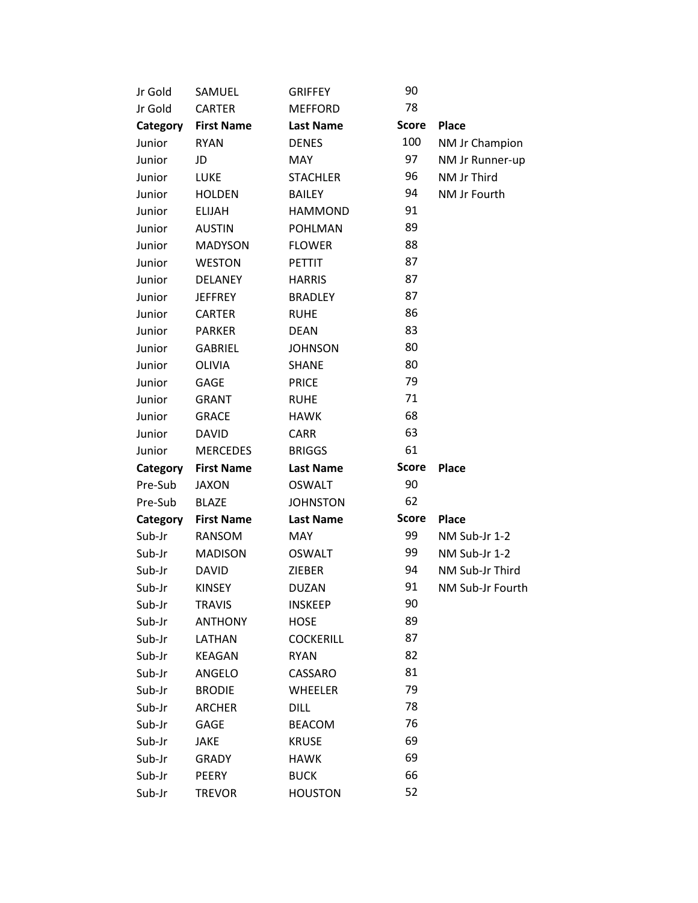| Jr Gold | SAMUEL | GRIFFEY | 90 | |
|---|---|---|---|---|
| Jr Gold | CARTER | MEFFORD | 78 | |

| **Category** | **First Name** | **Last Name** | **Score** | **Place** |
|---|---|---|---|---|
| Junior | RYAN | DENES | 100 | NM Jr Champion |
| Junior | JD | MAY | 97 | NM Jr Runner-up |
| Junior | LUKE | STACHLER | 96 | NM Jr Third |
| Junior | HOLDEN | BAILEY | 94 | NM Jr Fourth |
| Junior | ELIJAH | HAMMOND | 91 | |
| Junior | AUSTIN | POHLMAN | 89 | |
| Junior | MADYSON | FLOWER | 88 | |
| Junior | WESTON | PETTIT | 87 | |
| Junior | DELANEY | HARRIS | 87 | |
| Junior | JEFFREY | BRADLEY | 87 | |
| Junior | CARTER | RUHE | 86 | |
| Junior | PARKER | DEAN | 83 | |
| Junior | GABRIEL | JOHNSON | 80 | |
| Junior | OLIVIA | SHANE | 80 | |
| Junior | GAGE | PRICE | 79 | |
| Junior | GRANT | RUHE | 71 | |
| Junior | GRACE | HAWK | 68 | |
| Junior | DAVID | CARR | 63 | |
| Junior | MERCEDES | BRIGGS | 61 | |

| **Category** | **First Name** | **Last Name** | **Score** | **Place** |
|---|---|---|---|---|
| Pre-Sub | JAXON | OSWALT | 90 | |
| Pre-Sub | BLAZE | JOHNSTON | 62 | |

| **Category** | **First Name** | **Last Name** | **Score** | **Place** |
|---|---|---|---|---|
| Sub-Jr | RANSOM | MAY | 99 | NM Sub-Jr 1-2 |
| Sub-Jr | MADISON | OSWALT | 99 | NM Sub-Jr 1-2 |
| Sub-Jr | DAVID | ZIEBER | 94 | NM Sub-Jr Third |
| Sub-Jr | KINSEY | DUZAN | 91 | NM Sub-Jr Fourth |
| Sub-Jr | TRAVIS | INSKEEP | 90 | |
| Sub-Jr | ANTHONY | HOSE | 89 | |
| Sub-Jr | LATHAN | COCKERILL | 87 | |
| Sub-Jr | KEAGAN | RYAN | 82 | |
| Sub-Jr | ANGELO | CASSARO | 81 | |
| Sub-Jr | BRODIE | WHEELER | 79 | |
| Sub-Jr | ARCHER | DILL | 78 | |
| Sub-Jr | GAGE | BEACOM | 76 | |
| Sub-Jr | JAKE | KRUSE | 69 | |
| Sub-Jr | GRADY | HAWK | 69 | |
| Sub-Jr | PEERY | BUCK | 66 | |
| Sub-Jr | TREVOR | HOUSTON | 52 | |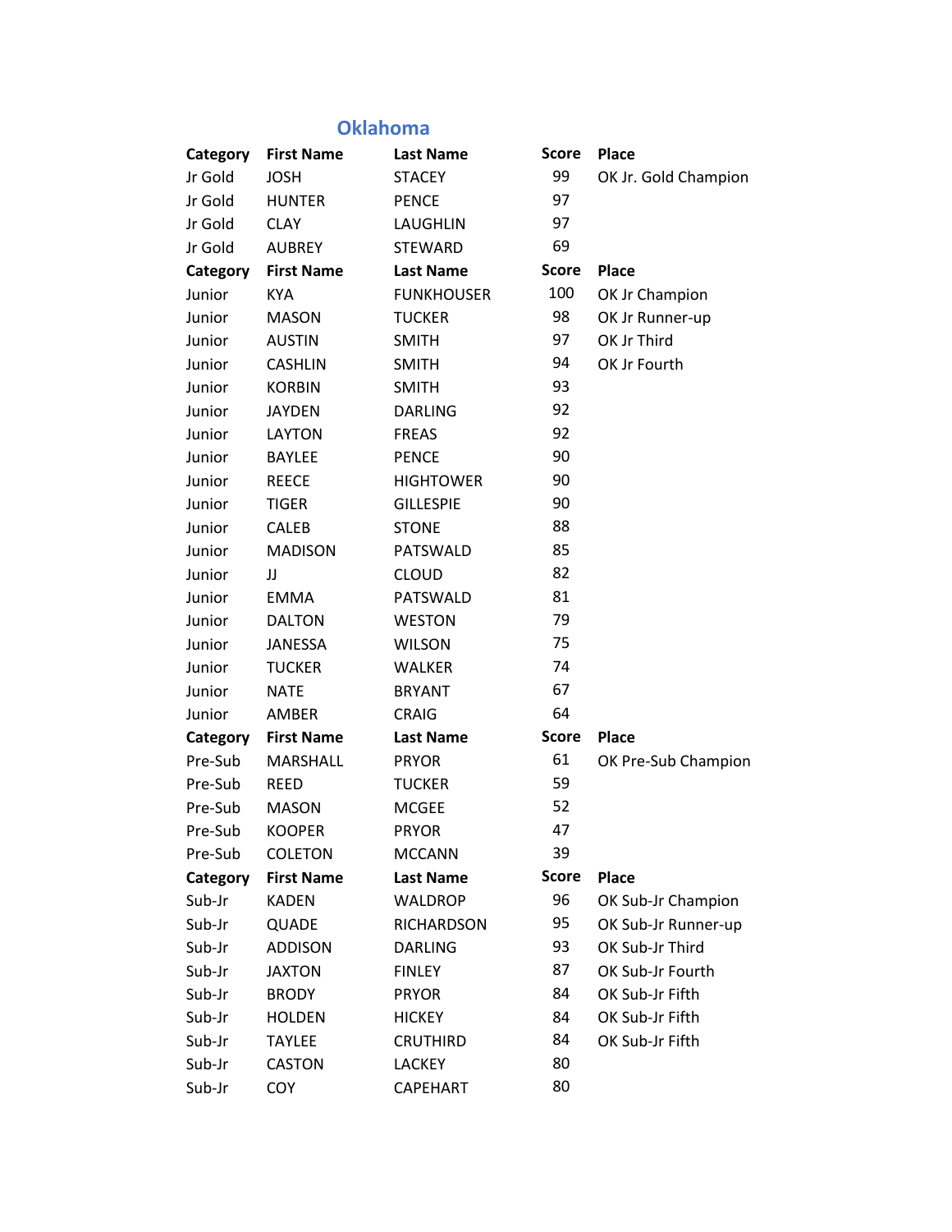## Oklahoma

| Category | First Name | Last Name | Score | Place |
|---|---|---|---|---|
| Jr Gold | JOSH | STACEY | 99 | OK Jr. Gold Champion |
| Jr Gold | HUNTER | PENCE | 97 | |
| Jr Gold | CLAY | LAUGHLIN | 97 | |
| Jr Gold | AUBREY | STEWARD | 69 | |
| **Category** | **First Name** | **Last Name** | **Score** | **Place** |
| Junior | KYA | FUNKHOUSER | 100 | OK Jr Champion |
| Junior | MASON | TUCKER | 98 | OK Jr Runner-up |
| Junior | AUSTIN | SMITH | 97 | OK Jr Third |
| Junior | CASHLIN | SMITH | 94 | OK Jr Fourth |
| Junior | KORBIN | SMITH | 93 | |
| Junior | JAYDEN | DARLING | 92 | |
| Junior | LAYTON | FREAS | 92 | |
| Junior | BAYLEE | PENCE | 90 | |
| Junior | REECE | HIGHTOWER | 90 | |
| Junior | TIGER | GILLESPIE | 90 | |
| Junior | CALEB | STONE | 88 | |
| Junior | MADISON | PATSWALD | 85 | |
| Junior | JJ | CLOUD | 82 | |
| Junior | EMMA | PATSWALD | 81 | |
| Junior | DALTON | WESTON | 79 | |
| Junior | JANESSA | WILSON | 75 | |
| Junior | TUCKER | WALKER | 74 | |
| Junior | NATE | BRYANT | 67 | |
| Junior | AMBER | CRAIG | 64 | |
| **Category** | **First Name** | **Last Name** | **Score** | **Place** |
| Pre-Sub | MARSHALL | PRYOR | 61 | OK Pre-Sub Champion |
| Pre-Sub | REED | TUCKER | 59 | |
| Pre-Sub | MASON | MCGEE | 52 | |
| Pre-Sub | KOOPER | PRYOR | 47 | |
| Pre-Sub | COLETON | MCCANN | 39 | |
| **Category** | **First Name** | **Last Name** | **Score** | **Place** |
| Sub-Jr | KADEN | WALDROP | 96 | OK Sub-Jr Champion |
| Sub-Jr | QUADE | RICHARDSON | 95 | OK Sub-Jr Runner-up |
| Sub-Jr | ADDISON | DARLING | 93 | OK Sub-Jr Third |
| Sub-Jr | JAXTON | FINLEY | 87 | OK Sub-Jr Fourth |
| Sub-Jr | BRODY | PRYOR | 84 | OK Sub-Jr Fifth |
| Sub-Jr | HOLDEN | HICKEY | 84 | OK Sub-Jr Fifth |
| Sub-Jr | TAYLEE | CRUTHIRD | 84 | OK Sub-Jr Fifth |
| Sub-Jr | CASTON | LACKEY | 80 | |
| Sub-Jr | COY | CAPEHART | 80 | |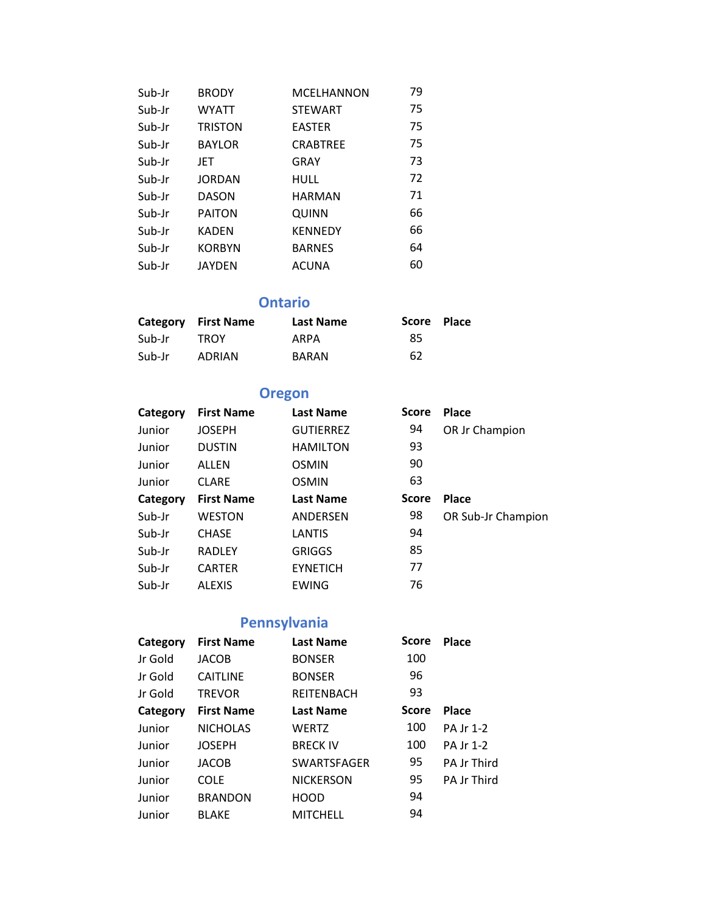| | | | | |
|---|---|---|---|---|
| Sub-Jr | BRODY | MCELHANNON | 79 | |
| Sub-Jr | WYATT | STEWART | 75 | |
| Sub-Jr | TRISTON | EASTER | 75 | |
| Sub-Jr | BAYLOR | CRABTREE | 75 | |
| Sub-Jr | JET | GRAY | 73 | |
| Sub-Jr | JORDAN | HULL | 72 | |
| Sub-Jr | DASON | HARMAN | 71 | |
| Sub-Jr | PAITON | QUINN | 66 | |
| Sub-Jr | KADEN | KENNEDY | 66 | |
| Sub-Jr | KORBYN | BARNES | 64 | |
| Sub-Jr | JAYDEN | ACUNA | 60 | |

## Ontario

| Category | First Name | Last Name | Score | Place |
|---|---|---|---|---|
| Sub-Jr | TROY | ARPA | 85 | |
| Sub-Jr | ADRIAN | BARAN | 62 | |

## Oregon

| Category | First Name | Last Name | Score | Place |
|---|---|---|---|---|
| Junior | JOSEPH | GUTIERREZ | 94 | OR Jr Champion |
| Junior | DUSTIN | HAMILTON | 93 | |
| Junior | ALLEN | OSMIN | 90 | |
| Junior | CLARE | OSMIN | 63 | |

| Category | First Name | Last Name | Score | Place |
|---|---|---|---|---|
| Sub-Jr | WESTON | ANDERSEN | 98 | OR Sub-Jr Champion |
| Sub-Jr | CHASE | LANTIS | 94 | |
| Sub-Jr | RADLEY | GRIGGS | 85 | |
| Sub-Jr | CARTER | EYNETICH | 77 | |
| Sub-Jr | ALEXIS | EWING | 76 | |

## Pennsylvania

| Category | First Name | Last Name | Score | Place |
|---|---|---|---|---|
| Jr Gold | JACOB | BONSER | 100 | |
| Jr Gold | CAITLINE | BONSER | 96 | |
| Jr Gold | TREVOR | REITENBACH | 93 | |

| Category | First Name | Last Name | Score | Place |
|---|---|---|---|---|
| Junior | NICHOLAS | WERTZ | 100 | PA Jr 1-2 |
| Junior | JOSEPH | BRECK IV | 100 | PA Jr 1-2 |
| Junior | JACOB | SWARTSFAGER | 95 | PA Jr Third |
| Junior | COLE | NICKERSON | 95 | PA Jr Third |
| Junior | BRANDON | HOOD | 94 | |
| Junior | BLAKE | MITCHELL | 94 | |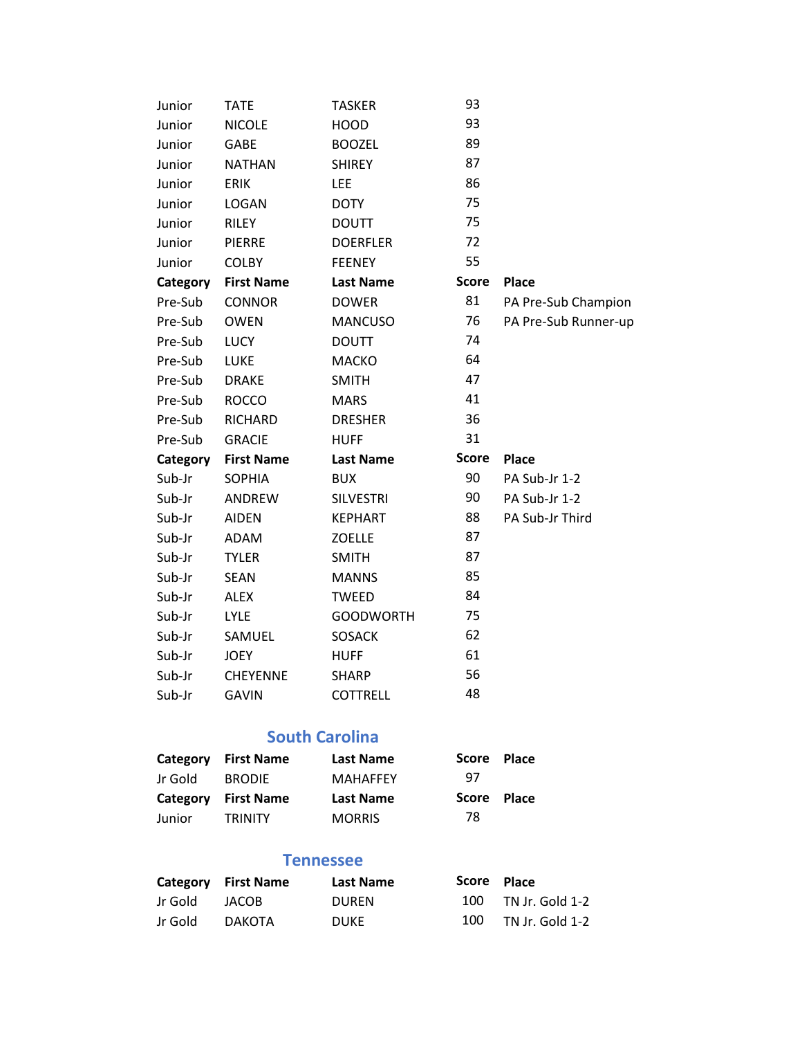| | | | | |
|---|---|---|---|---|
| Junior | TATE | TASKER | 93 | |
| Junior | NICOLE | HOOD | 93 | |
| Junior | GABE | BOOZEL | 89 | |
| Junior | NATHAN | SHIREY | 87 | |
| Junior | ERIK | LEE | 86 | |
| Junior | LOGAN | DOTY | 75 | |
| Junior | RILEY | DOUTT | 75 | |
| Junior | PIERRE | DOERFLER | 72 | |
| Junior | COLBY | FEENEY | 55 | |

| Category | First Name | Last Name | Score | Place |
|---|---|---|---|---|
| Pre-Sub | CONNOR | DOWER | 81 | PA Pre-Sub Champion |
| Pre-Sub | OWEN | MANCUSO | 76 | PA Pre-Sub Runner-up |
| Pre-Sub | LUCY | DOUTT | 74 | |
| Pre-Sub | LUKE | MACKO | 64 | |
| Pre-Sub | DRAKE | SMITH | 47 | |
| Pre-Sub | ROCCO | MARS | 41 | |
| Pre-Sub | RICHARD | DRESHER | 36 | |
| Pre-Sub | GRACIE | HUFF | 31 | |

| Category | First Name | Last Name | Score | Place |
|---|---|---|---|---|
| Sub-Jr | SOPHIA | BUX | 90 | PA Sub-Jr 1-2 |
| Sub-Jr | ANDREW | SILVESTRI | 90 | PA Sub-Jr 1-2 |
| Sub-Jr | AIDEN | KEPHART | 88 | PA Sub-Jr Third |
| Sub-Jr | ADAM | ZOELLE | 87 | |
| Sub-Jr | TYLER | SMITH | 87 | |
| Sub-Jr | SEAN | MANNS | 85 | |
| Sub-Jr | ALEX | TWEED | 84 | |
| Sub-Jr | LYLE | GOODWORTH | 75 | |
| Sub-Jr | SAMUEL | SOSACK | 62 | |
| Sub-Jr | JOEY | HUFF | 61 | |
| Sub-Jr | CHEYENNE | SHARP | 56 | |
| Sub-Jr | GAVIN | COTTRELL | 48 | |

## South Carolina

| Category | First Name | Last Name | Score | Place |
|---|---|---|---|---|
| Jr Gold | BRODIE | MAHAFFEY | 97 | |

| Category | First Name | Last Name | Score | Place |
|---|---|---|---|---|
| Junior | TRINITY | MORRIS | 78 | |

## Tennessee

| Category | First Name | Last Name | Score | Place |
|---|---|---|---|---|
| Jr Gold | JACOB | DUREN | 100 | TN Jr. Gold 1-2 |
| Jr Gold | DAKOTA | DUKE | 100 | TN Jr. Gold 1-2 |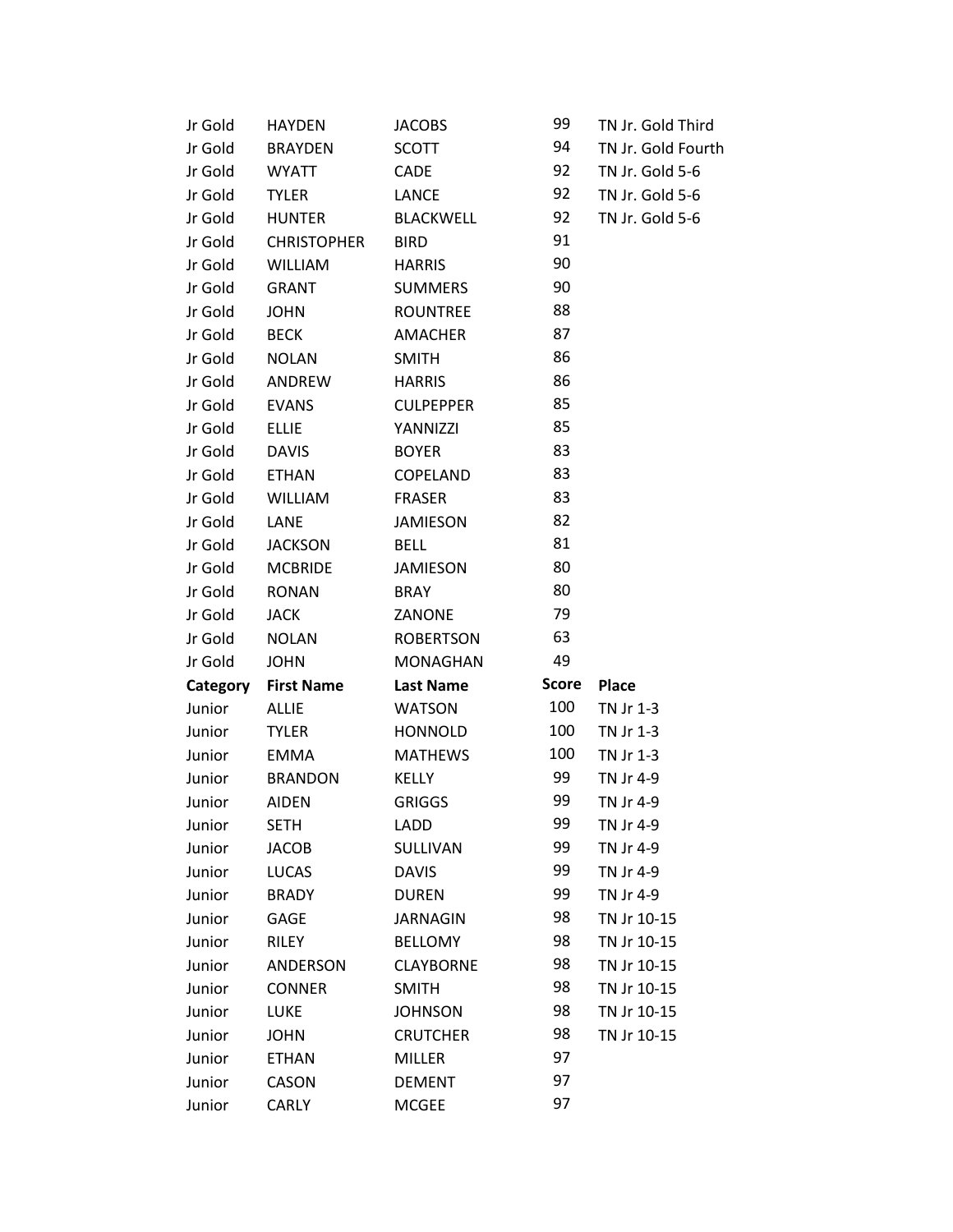| | | | | |
|---|---|---|---|---|
| Jr Gold | HAYDEN | JACOBS | 99 | TN Jr. Gold Third |
| Jr Gold | BRAYDEN | SCOTT | 94 | TN Jr. Gold Fourth |
| Jr Gold | WYATT | CADE | 92 | TN Jr. Gold 5-6 |
| Jr Gold | TYLER | LANCE | 92 | TN Jr. Gold 5-6 |
| Jr Gold | HUNTER | BLACKWELL | 92 | TN Jr. Gold 5-6 |
| Jr Gold | CHRISTOPHER | BIRD | 91 | |
| Jr Gold | WILLIAM | HARRIS | 90 | |
| Jr Gold | GRANT | SUMMERS | 90 | |
| Jr Gold | JOHN | ROUNTREE | 88 | |
| Jr Gold | BECK | AMACHER | 87 | |
| Jr Gold | NOLAN | SMITH | 86 | |
| Jr Gold | ANDREW | HARRIS | 86 | |
| Jr Gold | EVANS | CULPEPPER | 85 | |
| Jr Gold | ELLIE | YANNIZZI | 85 | |
| Jr Gold | DAVIS | BOYER | 83 | |
| Jr Gold | ETHAN | COPELAND | 83 | |
| Jr Gold | WILLIAM | FRASER | 83 | |
| Jr Gold | LANE | JAMIESON | 82 | |
| Jr Gold | JACKSON | BELL | 81 | |
| Jr Gold | MCBRIDE | JAMIESON | 80 | |
| Jr Gold | RONAN | BRAY | 80 | |
| Jr Gold | JACK | ZANONE | 79 | |
| Jr Gold | NOLAN | ROBERTSON | 63 | |
| Jr Gold | JOHN | MONAGHAN | 49 | |

| Category | First Name | Last Name | Score | Place |
|---|---|---|---|---|
| Junior | ALLIE | WATSON | 100 | TN Jr 1-3 |
| Junior | TYLER | HONNOLD | 100 | TN Jr 1-3 |
| Junior | EMMA | MATHEWS | 100 | TN Jr 1-3 |
| Junior | BRANDON | KELLY | 99 | TN Jr 4-9 |
| Junior | AIDEN | GRIGGS | 99 | TN Jr 4-9 |
| Junior | SETH | LADD | 99 | TN Jr 4-9 |
| Junior | JACOB | SULLIVAN | 99 | TN Jr 4-9 |
| Junior | LUCAS | DAVIS | 99 | TN Jr 4-9 |
| Junior | BRADY | DUREN | 99 | TN Jr 4-9 |
| Junior | GAGE | JARNAGIN | 98 | TN Jr 10-15 |
| Junior | RILEY | BELLOMY | 98 | TN Jr 10-15 |
| Junior | ANDERSON | CLAYBORNE | 98 | TN Jr 10-15 |
| Junior | CONNER | SMITH | 98 | TN Jr 10-15 |
| Junior | LUKE | JOHNSON | 98 | TN Jr 10-15 |
| Junior | JOHN | CRUTCHER | 98 | TN Jr 10-15 |
| Junior | ETHAN | MILLER | 97 | |
| Junior | CASON | DEMENT | 97 | |
| Junior | CARLY | MCGEE | 97 | |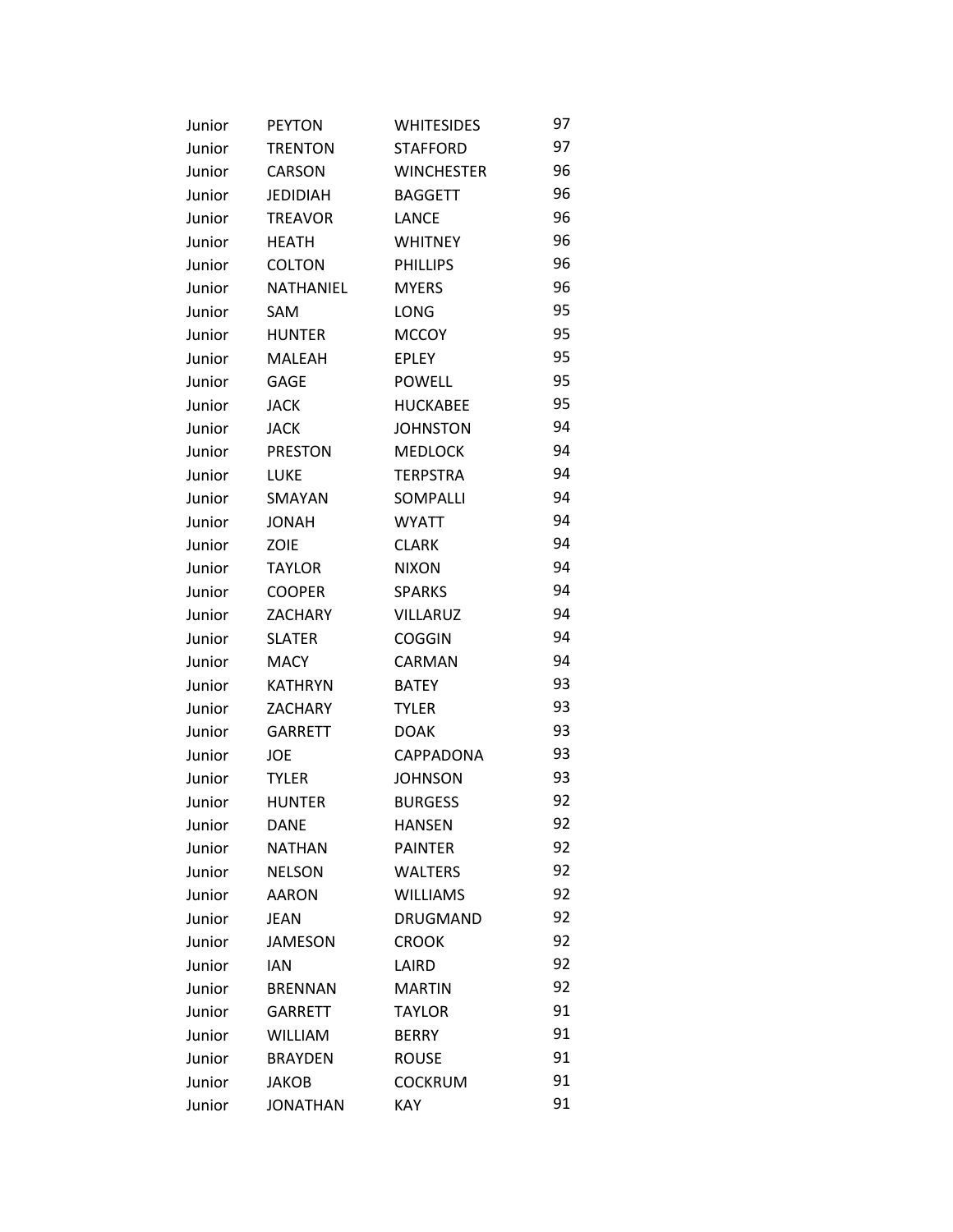| | | | |
|---|---|---|---|
| Junior | PEYTON | WHITESIDES | 97 |
| Junior | TRENTON | STAFFORD | 97 |
| Junior | CARSON | WINCHESTER | 96 |
| Junior | JEDIDIAH | BAGGETT | 96 |
| Junior | TREAVOR | LANCE | 96 |
| Junior | HEATH | WHITNEY | 96 |
| Junior | COLTON | PHILLIPS | 96 |
| Junior | NATHANIEL | MYERS | 96 |
| Junior | SAM | LONG | 95 |
| Junior | HUNTER | MCCOY | 95 |
| Junior | MALEAH | EPLEY | 95 |
| Junior | GAGE | POWELL | 95 |
| Junior | JACK | HUCKABEE | 95 |
| Junior | JACK | JOHNSTON | 94 |
| Junior | PRESTON | MEDLOCK | 94 |
| Junior | LUKE | TERPSTRA | 94 |
| Junior | SMAYAN | SOMPALLI | 94 |
| Junior | JONAH | WYATT | 94 |
| Junior | ZOIE | CLARK | 94 |
| Junior | TAYLOR | NIXON | 94 |
| Junior | COOPER | SPARKS | 94 |
| Junior | ZACHARY | VILLARUZ | 94 |
| Junior | SLATER | COGGIN | 94 |
| Junior | MACY | CARMAN | 94 |
| Junior | KATHRYN | BATEY | 93 |
| Junior | ZACHARY | TYLER | 93 |
| Junior | GARRETT | DOAK | 93 |
| Junior | JOE | CAPPADONA | 93 |
| Junior | TYLER | JOHNSON | 93 |
| Junior | HUNTER | BURGESS | 92 |
| Junior | DANE | HANSEN | 92 |
| Junior | NATHAN | PAINTER | 92 |
| Junior | NELSON | WALTERS | 92 |
| Junior | AARON | WILLIAMS | 92 |
| Junior | JEAN | DRUGMAND | 92 |
| Junior | JAMESON | CROOK | 92 |
| Junior | IAN | LAIRD | 92 |
| Junior | BRENNAN | MARTIN | 92 |
| Junior | GARRETT | TAYLOR | 91 |
| Junior | WILLIAM | BERRY | 91 |
| Junior | BRAYDEN | ROUSE | 91 |
| Junior | JAKOB | COCKRUM | 91 |
| Junior | JONATHAN | KAY | 91 |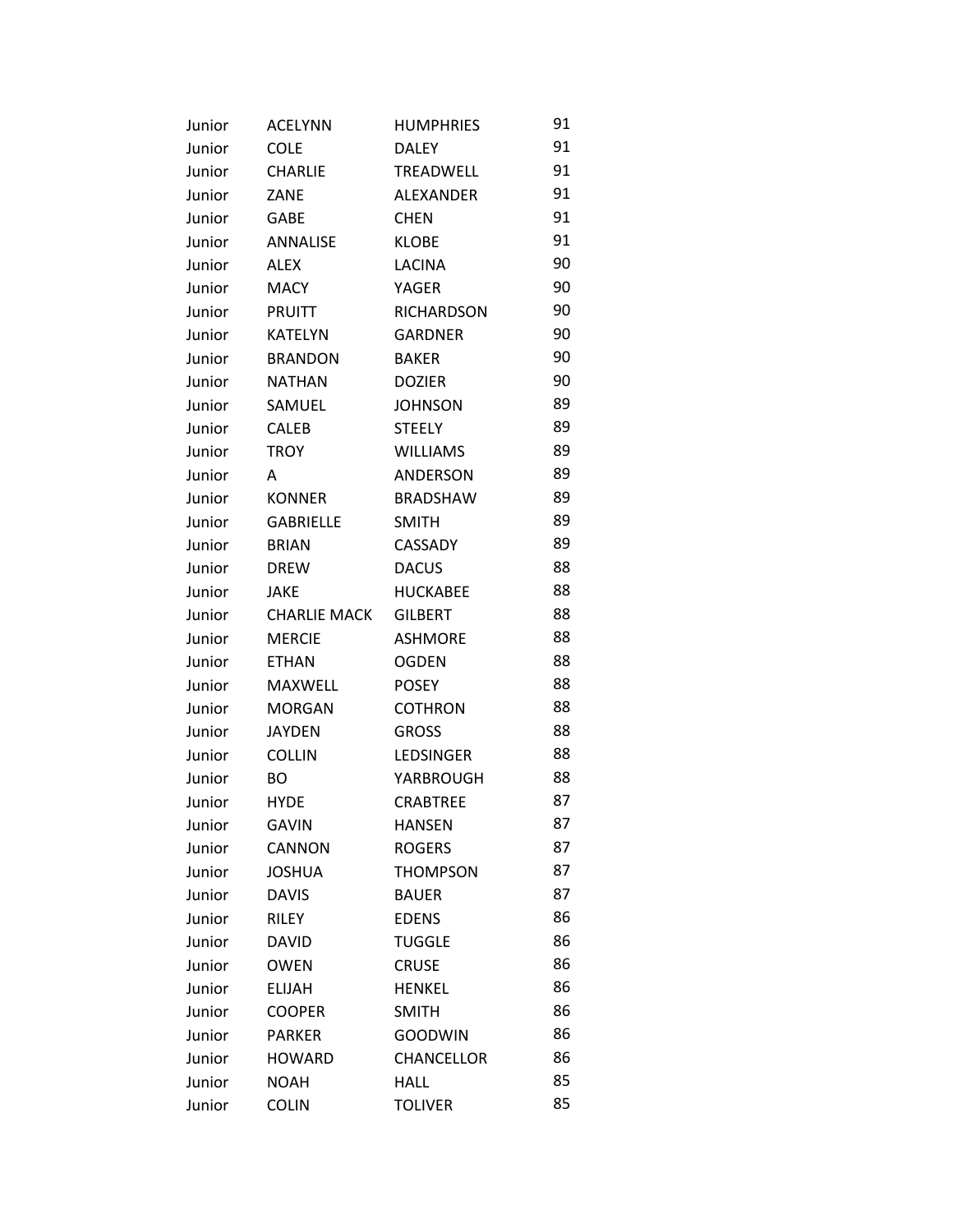| | | | |
|---|---|---|---|
| Junior | ACELYNN | HUMPHRIES | 91 |
| Junior | COLE | DALEY | 91 |
| Junior | CHARLIE | TREADWELL | 91 |
| Junior | ZANE | ALEXANDER | 91 |
| Junior | GABE | CHEN | 91 |
| Junior | ANNALISE | KLOBE | 91 |
| Junior | ALEX | LACINA | 90 |
| Junior | MACY | YAGER | 90 |
| Junior | PRUITT | RICHARDSON | 90 |
| Junior | KATELYN | GARDNER | 90 |
| Junior | BRANDON | BAKER | 90 |
| Junior | NATHAN | DOZIER | 90 |
| Junior | SAMUEL | JOHNSON | 89 |
| Junior | CALEB | STEELY | 89 |
| Junior | TROY | WILLIAMS | 89 |
| Junior | A | ANDERSON | 89 |
| Junior | KONNER | BRADSHAW | 89 |
| Junior | GABRIELLE | SMITH | 89 |
| Junior | BRIAN | CASSADY | 89 |
| Junior | DREW | DACUS | 88 |
| Junior | JAKE | HUCKABEE | 88 |
| Junior | CHARLIE MACK | GILBERT | 88 |
| Junior | MERCIE | ASHMORE | 88 |
| Junior | ETHAN | OGDEN | 88 |
| Junior | MAXWELL | POSEY | 88 |
| Junior | MORGAN | COTHRON | 88 |
| Junior | JAYDEN | GROSS | 88 |
| Junior | COLLIN | LEDSINGER | 88 |
| Junior | BO | YARBROUGH | 88 |
| Junior | HYDE | CRABTREE | 87 |
| Junior | GAVIN | HANSEN | 87 |
| Junior | CANNON | ROGERS | 87 |
| Junior | JOSHUA | THOMPSON | 87 |
| Junior | DAVIS | BAUER | 87 |
| Junior | RILEY | EDENS | 86 |
| Junior | DAVID | TUGGLE | 86 |
| Junior | OWEN | CRUSE | 86 |
| Junior | ELIJAH | HENKEL | 86 |
| Junior | COOPER | SMITH | 86 |
| Junior | PARKER | GOODWIN | 86 |
| Junior | HOWARD | CHANCELLOR | 86 |
| Junior | NOAH | HALL | 85 |
| Junior | COLIN | TOLIVER | 85 |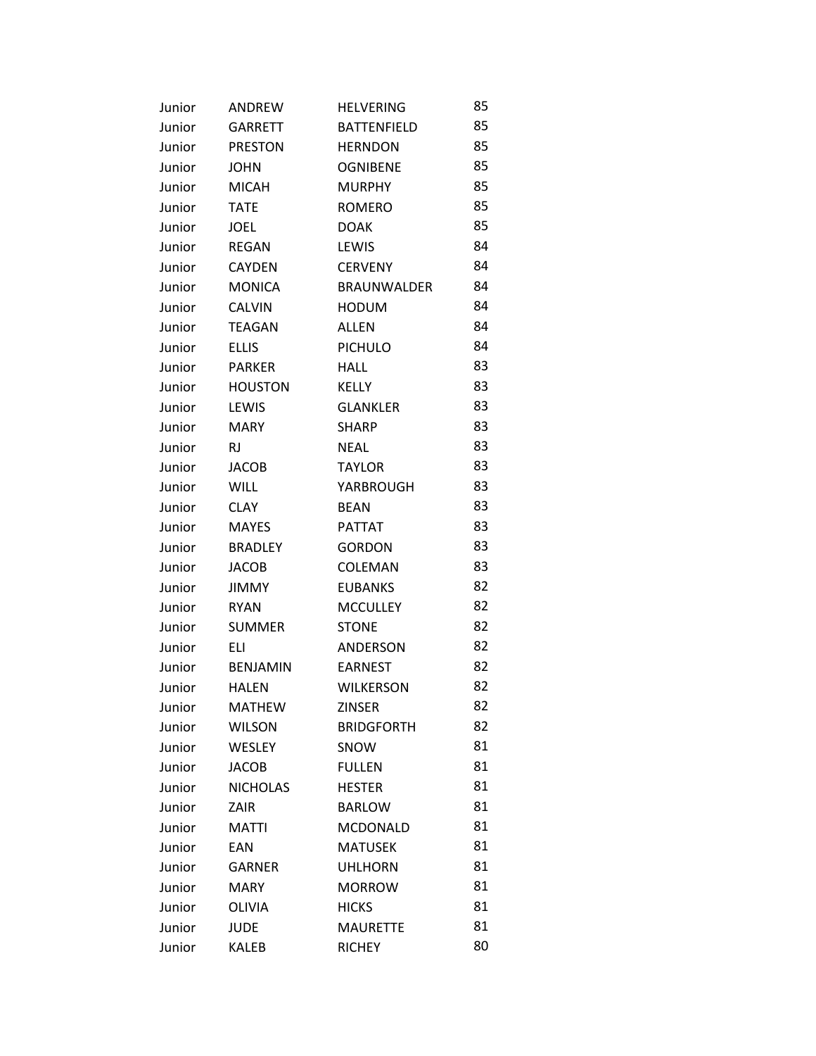| | | | |
|---|---|---|---|
| Junior | ANDREW | HELVERING | 85 |
| Junior | GARRETT | BATTENFIELD | 85 |
| Junior | PRESTON | HERNDON | 85 |
| Junior | JOHN | OGNIBENE | 85 |
| Junior | MICAH | MURPHY | 85 |
| Junior | TATE | ROMERO | 85 |
| Junior | JOEL | DOAK | 85 |
| Junior | REGAN | LEWIS | 84 |
| Junior | CAYDEN | CERVENY | 84 |
| Junior | MONICA | BRAUNWALDER | 84 |
| Junior | CALVIN | HODUM | 84 |
| Junior | TEAGAN | ALLEN | 84 |
| Junior | ELLIS | PICHULO | 84 |
| Junior | PARKER | HALL | 83 |
| Junior | HOUSTON | KELLY | 83 |
| Junior | LEWIS | GLANKLER | 83 |
| Junior | MARY | SHARP | 83 |
| Junior | RJ | NEAL | 83 |
| Junior | JACOB | TAYLOR | 83 |
| Junior | WILL | YARBROUGH | 83 |
| Junior | CLAY | BEAN | 83 |
| Junior | MAYES | PATTAT | 83 |
| Junior | BRADLEY | GORDON | 83 |
| Junior | JACOB | COLEMAN | 83 |
| Junior | JIMMY | EUBANKS | 82 |
| Junior | RYAN | MCCULLEY | 82 |
| Junior | SUMMER | STONE | 82 |
| Junior | ELI | ANDERSON | 82 |
| Junior | BENJAMIN | EARNEST | 82 |
| Junior | HALEN | WILKERSON | 82 |
| Junior | MATHEW | ZINSER | 82 |
| Junior | WILSON | BRIDGFORTH | 82 |
| Junior | WESLEY | SNOW | 81 |
| Junior | JACOB | FULLEN | 81 |
| Junior | NICHOLAS | HESTER | 81 |
| Junior | ZAIR | BARLOW | 81 |
| Junior | MATTI | MCDONALD | 81 |
| Junior | EAN | MATUSEK | 81 |
| Junior | GARNER | UHLHORN | 81 |
| Junior | MARY | MORROW | 81 |
| Junior | OLIVIA | HICKS | 81 |
| Junior | JUDE | MAURETTE | 81 |
| Junior | KALEB | RICHEY | 80 |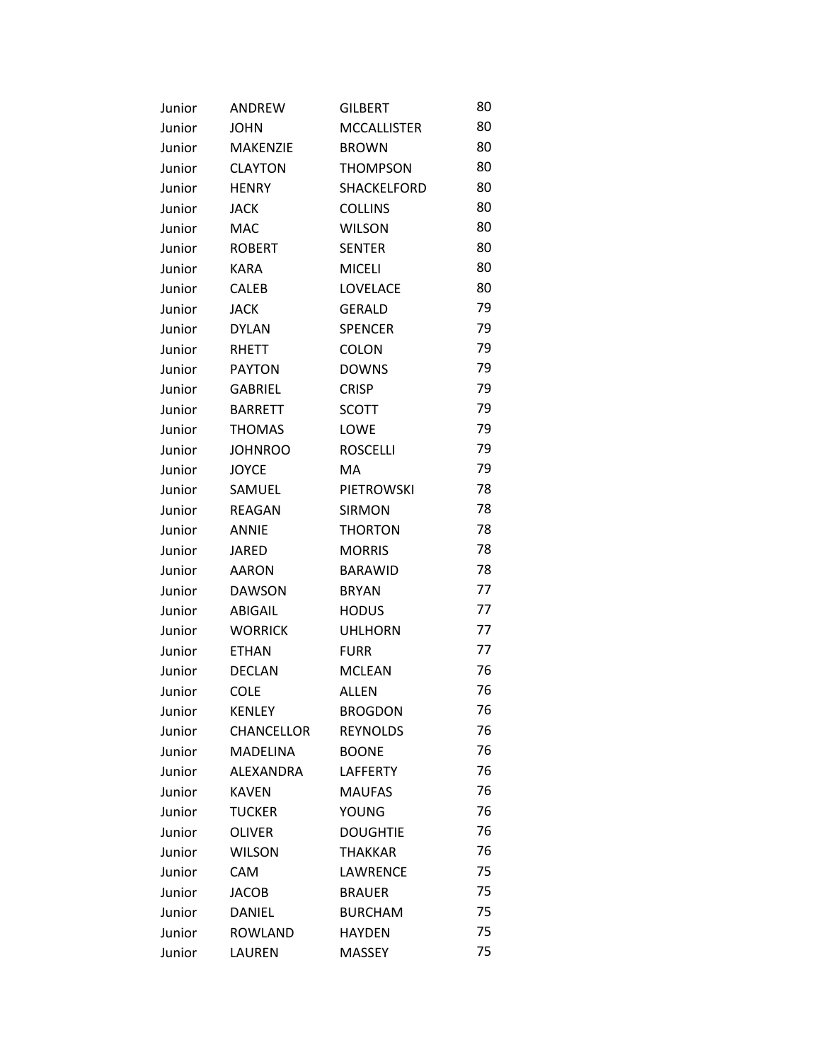| | | | |
|---|---|---|---|
| Junior | ANDREW | GILBERT | 80 |
| Junior | JOHN | MCCALLISTER | 80 |
| Junior | MAKENZIE | BROWN | 80 |
| Junior | CLAYTON | THOMPSON | 80 |
| Junior | HENRY | SHACKELFORD | 80 |
| Junior | JACK | COLLINS | 80 |
| Junior | MAC | WILSON | 80 |
| Junior | ROBERT | SENTER | 80 |
| Junior | KARA | MICELI | 80 |
| Junior | CALEB | LOVELACE | 80 |
| Junior | JACK | GERALD | 79 |
| Junior | DYLAN | SPENCER | 79 |
| Junior | RHETT | COLON | 79 |
| Junior | PAYTON | DOWNS | 79 |
| Junior | GABRIEL | CRISP | 79 |
| Junior | BARRETT | SCOTT | 79 |
| Junior | THOMAS | LOWE | 79 |
| Junior | JOHNROO | ROSCELLI | 79 |
| Junior | JOYCE | MA | 79 |
| Junior | SAMUEL | PIETROWSKI | 78 |
| Junior | REAGAN | SIRMON | 78 |
| Junior | ANNIE | THORTON | 78 |
| Junior | JARED | MORRIS | 78 |
| Junior | AARON | BARAWID | 78 |
| Junior | DAWSON | BRYAN | 77 |
| Junior | ABIGAIL | HODUS | 77 |
| Junior | WORRICK | UHLHORN | 77 |
| Junior | ETHAN | FURR | 77 |
| Junior | DECLAN | MCLEAN | 76 |
| Junior | COLE | ALLEN | 76 |
| Junior | KENLEY | BROGDON | 76 |
| Junior | CHANCELLOR | REYNOLDS | 76 |
| Junior | MADELINA | BOONE | 76 |
| Junior | ALEXANDRA | LAFFERTY | 76 |
| Junior | KAVEN | MAUFAS | 76 |
| Junior | TUCKER | YOUNG | 76 |
| Junior | OLIVER | DOUGHTIE | 76 |
| Junior | WILSON | THAKKAR | 76 |
| Junior | CAM | LAWRENCE | 75 |
| Junior | JACOB | BRAUER | 75 |
| Junior | DANIEL | BURCHAM | 75 |
| Junior | ROWLAND | HAYDEN | 75 |
| Junior | LAUREN | MASSEY | 75 |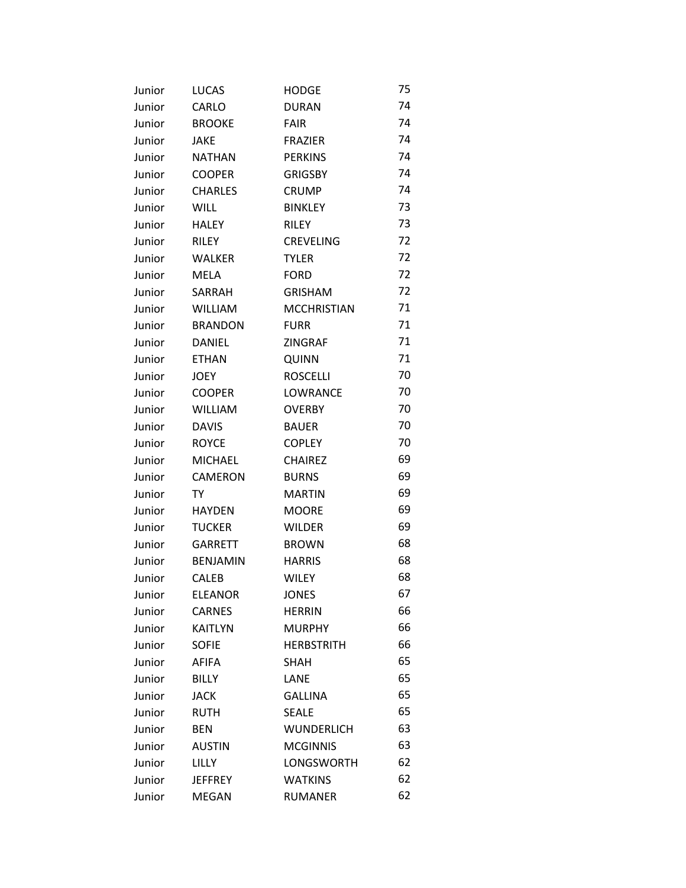| | | | |
|---|---|---|---|
| Junior | LUCAS | HODGE | 75 |
| Junior | CARLO | DURAN | 74 |
| Junior | BROOKE | FAIR | 74 |
| Junior | JAKE | FRAZIER | 74 |
| Junior | NATHAN | PERKINS | 74 |
| Junior | COOPER | GRIGSBY | 74 |
| Junior | CHARLES | CRUMP | 74 |
| Junior | WILL | BINKLEY | 73 |
| Junior | HALEY | RILEY | 73 |
| Junior | RILEY | CREVELING | 72 |
| Junior | WALKER | TYLER | 72 |
| Junior | MELA | FORD | 72 |
| Junior | SARRAH | GRISHAM | 72 |
| Junior | WILLIAM | MCCHRISTIAN | 71 |
| Junior | BRANDON | FURR | 71 |
| Junior | DANIEL | ZINGRAF | 71 |
| Junior | ETHAN | QUINN | 71 |
| Junior | JOEY | ROSCELLI | 70 |
| Junior | COOPER | LOWRANCE | 70 |
| Junior | WILLIAM | OVERBY | 70 |
| Junior | DAVIS | BAUER | 70 |
| Junior | ROYCE | COPLEY | 70 |
| Junior | MICHAEL | CHAIREZ | 69 |
| Junior | CAMERON | BURNS | 69 |
| Junior | TY | MARTIN | 69 |
| Junior | HAYDEN | MOORE | 69 |
| Junior | TUCKER | WILDER | 69 |
| Junior | GARRETT | BROWN | 68 |
| Junior | BENJAMIN | HARRIS | 68 |
| Junior | CALEB | WILEY | 68 |
| Junior | ELEANOR | JONES | 67 |
| Junior | CARNES | HERRIN | 66 |
| Junior | KAITLYN | MURPHY | 66 |
| Junior | SOFIE | HERBSTRITH | 66 |
| Junior | AFIFA | SHAH | 65 |
| Junior | BILLY | LANE | 65 |
| Junior | JACK | GALLINA | 65 |
| Junior | RUTH | SEALE | 65 |
| Junior | BEN | WUNDERLICH | 63 |
| Junior | AUSTIN | MCGINNIS | 63 |
| Junior | LILLY | LONGSWORTH | 62 |
| Junior | JEFFREY | WATKINS | 62 |
| Junior | MEGAN | RUMANER | 62 |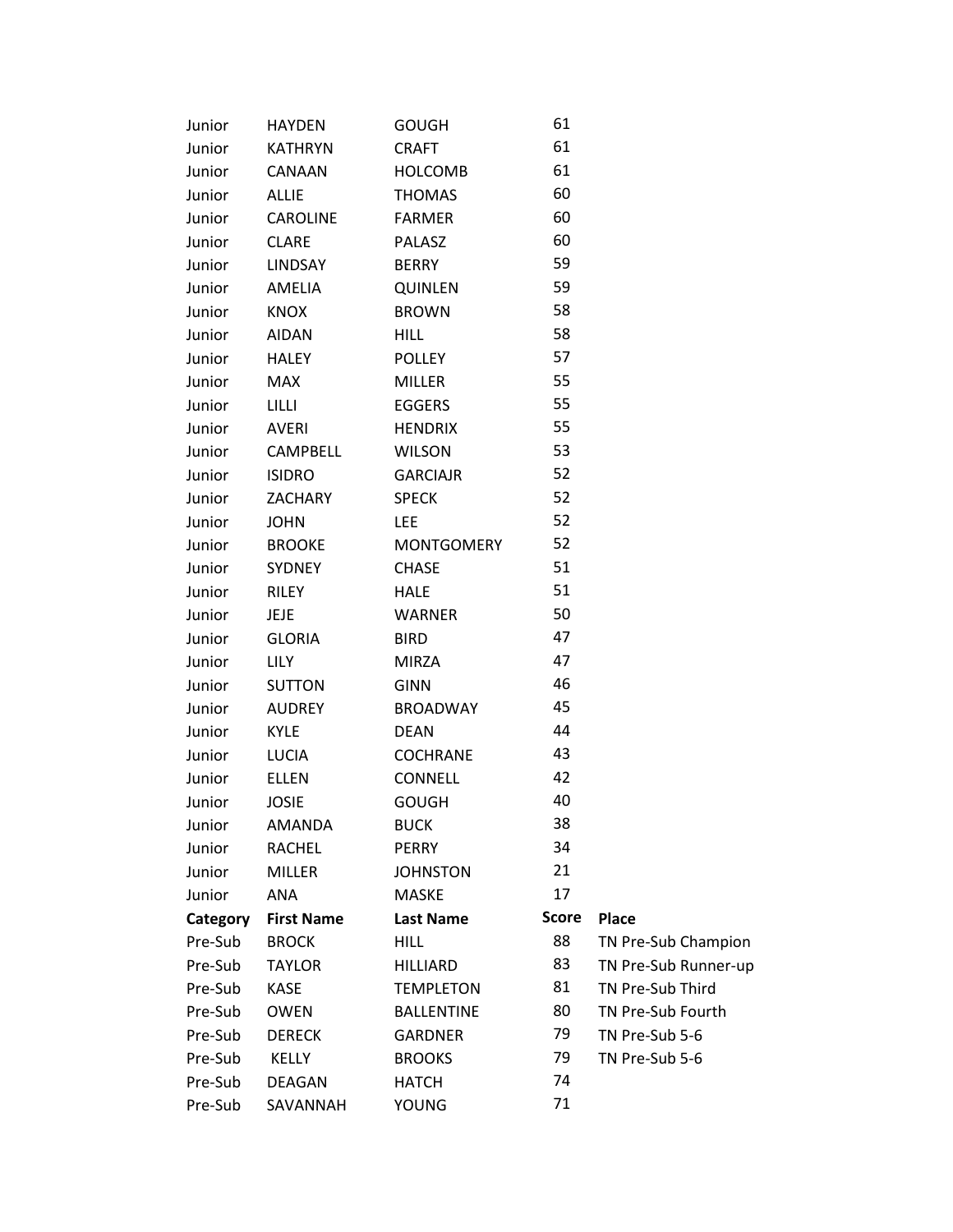| | | | | |
|---|---|---|---|---|
| Junior | HAYDEN | GOUGH | 61 | |
| Junior | KATHRYN | CRAFT | 61 | |
| Junior | CANAAN | HOLCOMB | 61 | |
| Junior | ALLIE | THOMAS | 60 | |
| Junior | CAROLINE | FARMER | 60 | |
| Junior | CLARE | PALASZ | 60 | |
| Junior | LINDSAY | BERRY | 59 | |
| Junior | AMELIA | QUINLEN | 59 | |
| Junior | KNOX | BROWN | 58 | |
| Junior | AIDAN | HILL | 58 | |
| Junior | HALEY | POLLEY | 57 | |
| Junior | MAX | MILLER | 55 | |
| Junior | LILLI | EGGERS | 55 | |
| Junior | AVERI | HENDRIX | 55 | |
| Junior | CAMPBELL | WILSON | 53 | |
| Junior | ISIDRO | GARCIAJR | 52 | |
| Junior | ZACHARY | SPECK | 52 | |
| Junior | JOHN | LEE | 52 | |
| Junior | BROOKE | MONTGOMERY | 52 | |
| Junior | SYDNEY | CHASE | 51 | |
| Junior | RILEY | HALE | 51 | |
| Junior | JEJE | WARNER | 50 | |
| Junior | GLORIA | BIRD | 47 | |
| Junior | LILY | MIRZA | 47 | |
| Junior | SUTTON | GINN | 46 | |
| Junior | AUDREY | BROADWAY | 45 | |
| Junior | KYLE | DEAN | 44 | |
| Junior | LUCIA | COCHRANE | 43 | |
| Junior | ELLEN | CONNELL | 42 | |
| Junior | JOSIE | GOUGH | 40 | |
| Junior | AMANDA | BUCK | 38 | |
| Junior | RACHEL | PERRY | 34 | |
| Junior | MILLER | JOHNSTON | 21 | |
| Junior | ANA | MASKE | 17 | |
| **Category** | **First Name** | **Last Name** | **Score** | **Place** |
| Pre-Sub | BROCK | HILL | 88 | TN Pre-Sub Champion |
| Pre-Sub | TAYLOR | HILLIARD | 83 | TN Pre-Sub Runner-up |
| Pre-Sub | KASE | TEMPLETON | 81 | TN Pre-Sub Third |
| Pre-Sub | OWEN | BALLENTINE | 80 | TN Pre-Sub Fourth |
| Pre-Sub | DERECK | GARDNER | 79 | TN Pre-Sub 5-6 |
| Pre-Sub | KELLY | BROOKS | 79 | TN Pre-Sub 5-6 |
| Pre-Sub | DEAGAN | HATCH | 74 | |
| Pre-Sub | SAVANNAH | YOUNG | 71 | |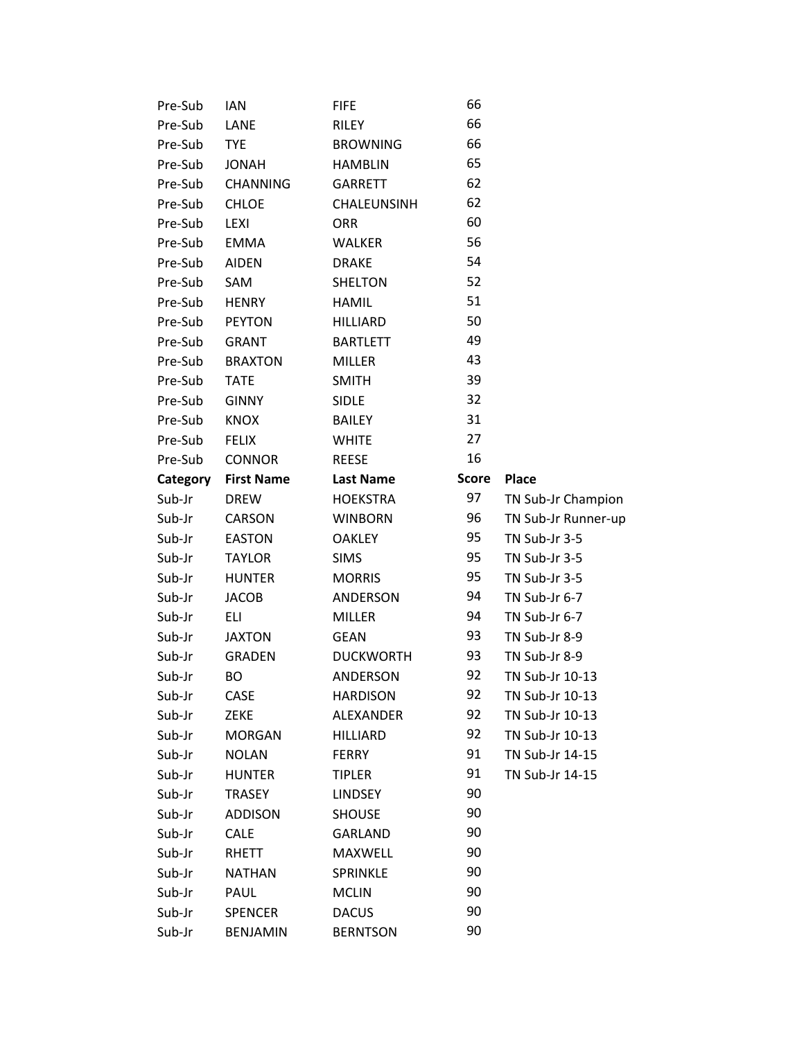| Pre-Sub | IAN | FIFE | 66 | |
|---|---|---|---|---|
| Pre-Sub | LANE | RILEY | 66 | |
| Pre-Sub | TYE | BROWNING | 66 | |
| Pre-Sub | JONAH | HAMBLIN | 65 | |
| Pre-Sub | CHANNING | GARRETT | 62 | |
| Pre-Sub | CHLOE | CHALEUNSINH | 62 | |
| Pre-Sub | LEXI | ORR | 60 | |
| Pre-Sub | EMMA | WALKER | 56 | |
| Pre-Sub | AIDEN | DRAKE | 54 | |
| Pre-Sub | SAM | SHELTON | 52 | |
| Pre-Sub | HENRY | HAMIL | 51 | |
| Pre-Sub | PEYTON | HILLIARD | 50 | |
| Pre-Sub | GRANT | BARTLETT | 49 | |
| Pre-Sub | BRAXTON | MILLER | 43 | |
| Pre-Sub | TATE | SMITH | 39 | |
| Pre-Sub | GINNY | SIDLE | 32 | |
| Pre-Sub | KNOX | BAILEY | 31 | |
| Pre-Sub | FELIX | WHITE | 27 | |
| Pre-Sub | CONNOR | REESE | 16 | |

| Category | First Name | Last Name | Score | Place |
|---|---|---|---|---|
| Sub-Jr | DREW | HOEKSTRA | 97 | TN Sub-Jr Champion |
| Sub-Jr | CARSON | WINBORN | 96 | TN Sub-Jr Runner-up |
| Sub-Jr | EASTON | OAKLEY | 95 | TN Sub-Jr 3-5 |
| Sub-Jr | TAYLOR | SIMS | 95 | TN Sub-Jr 3-5 |
| Sub-Jr | HUNTER | MORRIS | 95 | TN Sub-Jr 3-5 |
| Sub-Jr | JACOB | ANDERSON | 94 | TN Sub-Jr 6-7 |
| Sub-Jr | ELI | MILLER | 94 | TN Sub-Jr 6-7 |
| Sub-Jr | JAXTON | GEAN | 93 | TN Sub-Jr 8-9 |
| Sub-Jr | GRADEN | DUCKWORTH | 93 | TN Sub-Jr 8-9 |
| Sub-Jr | BO | ANDERSON | 92 | TN Sub-Jr 10-13 |
| Sub-Jr | CASE | HARDISON | 92 | TN Sub-Jr 10-13 |
| Sub-Jr | ZEKE | ALEXANDER | 92 | TN Sub-Jr 10-13 |
| Sub-Jr | MORGAN | HILLIARD | 92 | TN Sub-Jr 10-13 |
| Sub-Jr | NOLAN | FERRY | 91 | TN Sub-Jr 14-15 |
| Sub-Jr | HUNTER | TIPLER | 91 | TN Sub-Jr 14-15 |
| Sub-Jr | TRASEY | LINDSEY | 90 | |
| Sub-Jr | ADDISON | SHOUSE | 90 | |
| Sub-Jr | CALE | GARLAND | 90 | |
| Sub-Jr | RHETT | MAXWELL | 90 | |
| Sub-Jr | NATHAN | SPRINKLE | 90 | |
| Sub-Jr | PAUL | MCLIN | 90 | |
| Sub-Jr | SPENCER | DACUS | 90 | |
| Sub-Jr | BENJAMIN | BERNTSON | 90 | |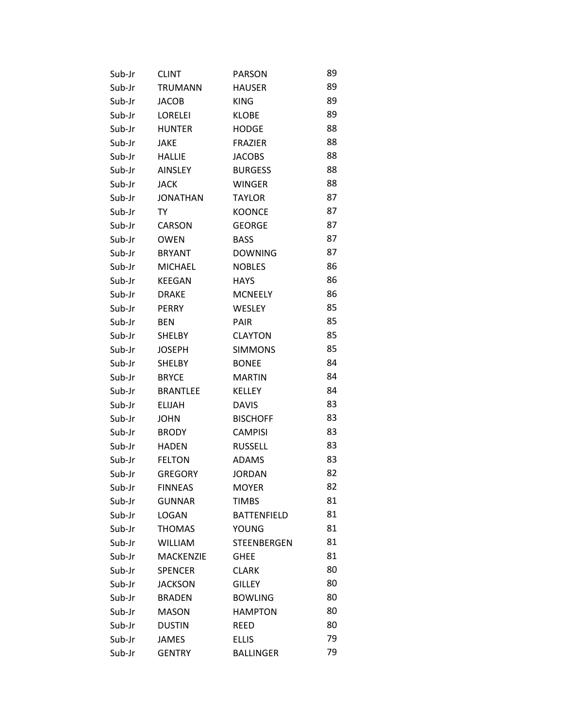| | | | |
|---|---|---|---|
| Sub-Jr | CLINT | PARSON | 89 |
| Sub-Jr | TRUMANN | HAUSER | 89 |
| Sub-Jr | JACOB | KING | 89 |
| Sub-Jr | LORELEI | KLOBE | 89 |
| Sub-Jr | HUNTER | HODGE | 88 |
| Sub-Jr | JAKE | FRAZIER | 88 |
| Sub-Jr | HALLIE | JACOBS | 88 |
| Sub-Jr | AINSLEY | BURGESS | 88 |
| Sub-Jr | JACK | WINGER | 88 |
| Sub-Jr | JONATHAN | TAYLOR | 87 |
| Sub-Jr | TY | KOONCE | 87 |
| Sub-Jr | CARSON | GEORGE | 87 |
| Sub-Jr | OWEN | BASS | 87 |
| Sub-Jr | BRYANT | DOWNING | 87 |
| Sub-Jr | MICHAEL | NOBLES | 86 |
| Sub-Jr | KEEGAN | HAYS | 86 |
| Sub-Jr | DRAKE | MCNEELY | 86 |
| Sub-Jr | PERRY | WESLEY | 85 |
| Sub-Jr | BEN | PAIR | 85 |
| Sub-Jr | SHELBY | CLAYTON | 85 |
| Sub-Jr | JOSEPH | SIMMONS | 85 |
| Sub-Jr | SHELBY | BONEE | 84 |
| Sub-Jr | BRYCE | MARTIN | 84 |
| Sub-Jr | BRANTLEE | KELLEY | 84 |
| Sub-Jr | ELIJAH | DAVIS | 83 |
| Sub-Jr | JOHN | BISCHOFF | 83 |
| Sub-Jr | BRODY | CAMPISI | 83 |
| Sub-Jr | HADEN | RUSSELL | 83 |
| Sub-Jr | FELTON | ADAMS | 83 |
| Sub-Jr | GREGORY | JORDAN | 82 |
| Sub-Jr | FINNEAS | MOYER | 82 |
| Sub-Jr | GUNNAR | TIMBS | 81 |
| Sub-Jr | LOGAN | BATTENFIELD | 81 |
| Sub-Jr | THOMAS | YOUNG | 81 |
| Sub-Jr | WILLIAM | STEENBERGEN | 81 |
| Sub-Jr | MACKENZIE | GHEE | 81 |
| Sub-Jr | SPENCER | CLARK | 80 |
| Sub-Jr | JACKSON | GILLEY | 80 |
| Sub-Jr | BRADEN | BOWLING | 80 |
| Sub-Jr | MASON | HAMPTON | 80 |
| Sub-Jr | DUSTIN | REED | 80 |
| Sub-Jr | JAMES | ELLIS | 79 |
| Sub-Jr | GENTRY | BALLINGER | 79 |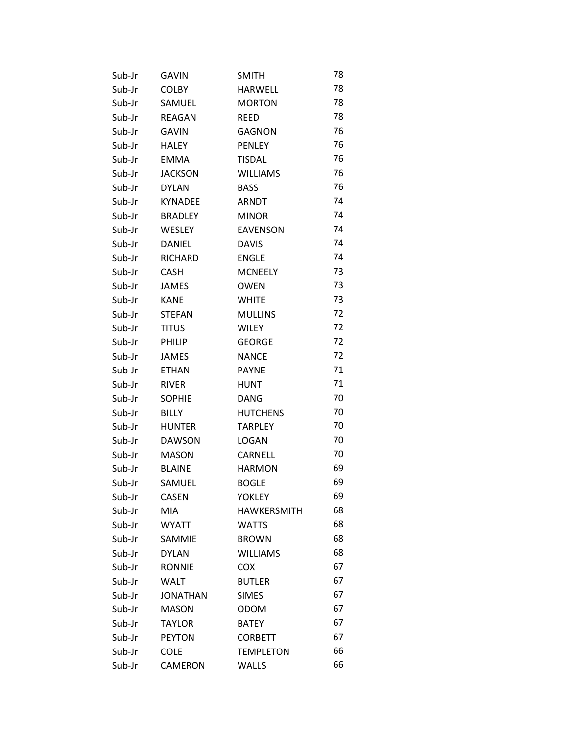| | | | |
|---|---|---|---|
| Sub-Jr | GAVIN | SMITH | 78 |
| Sub-Jr | COLBY | HARWELL | 78 |
| Sub-Jr | SAMUEL | MORTON | 78 |
| Sub-Jr | REAGAN | REED | 78 |
| Sub-Jr | GAVIN | GAGNON | 76 |
| Sub-Jr | HALEY | PENLEY | 76 |
| Sub-Jr | EMMA | TISDAL | 76 |
| Sub-Jr | JACKSON | WILLIAMS | 76 |
| Sub-Jr | DYLAN | BASS | 76 |
| Sub-Jr | KYNADEE | ARNDT | 74 |
| Sub-Jr | BRADLEY | MINOR | 74 |
| Sub-Jr | WESLEY | EAVENSON | 74 |
| Sub-Jr | DANIEL | DAVIS | 74 |
| Sub-Jr | RICHARD | ENGLE | 74 |
| Sub-Jr | CASH | MCNEELY | 73 |
| Sub-Jr | JAMES | OWEN | 73 |
| Sub-Jr | KANE | WHITE | 73 |
| Sub-Jr | STEFAN | MULLINS | 72 |
| Sub-Jr | TITUS | WILEY | 72 |
| Sub-Jr | PHILIP | GEORGE | 72 |
| Sub-Jr | JAMES | NANCE | 72 |
| Sub-Jr | ETHAN | PAYNE | 71 |
| Sub-Jr | RIVER | HUNT | 71 |
| Sub-Jr | SOPHIE | DANG | 70 |
| Sub-Jr | BILLY | HUTCHENS | 70 |
| Sub-Jr | HUNTER | TARPLEY | 70 |
| Sub-Jr | DAWSON | LOGAN | 70 |
| Sub-Jr | MASON | CARNELL | 70 |
| Sub-Jr | BLAINE | HARMON | 69 |
| Sub-Jr | SAMUEL | BOGLE | 69 |
| Sub-Jr | CASEN | YOKLEY | 69 |
| Sub-Jr | MIA | HAWKERSMITH | 68 |
| Sub-Jr | WYATT | WATTS | 68 |
| Sub-Jr | SAMMIE | BROWN | 68 |
| Sub-Jr | DYLAN | WILLIAMS | 68 |
| Sub-Jr | RONNIE | COX | 67 |
| Sub-Jr | WALT | BUTLER | 67 |
| Sub-Jr | JONATHAN | SIMES | 67 |
| Sub-Jr | MASON | ODOM | 67 |
| Sub-Jr | TAYLOR | BATEY | 67 |
| Sub-Jr | PEYTON | CORBETT | 67 |
| Sub-Jr | COLE | TEMPLETON | 66 |
| Sub-Jr | CAMERON | WALLS | 66 |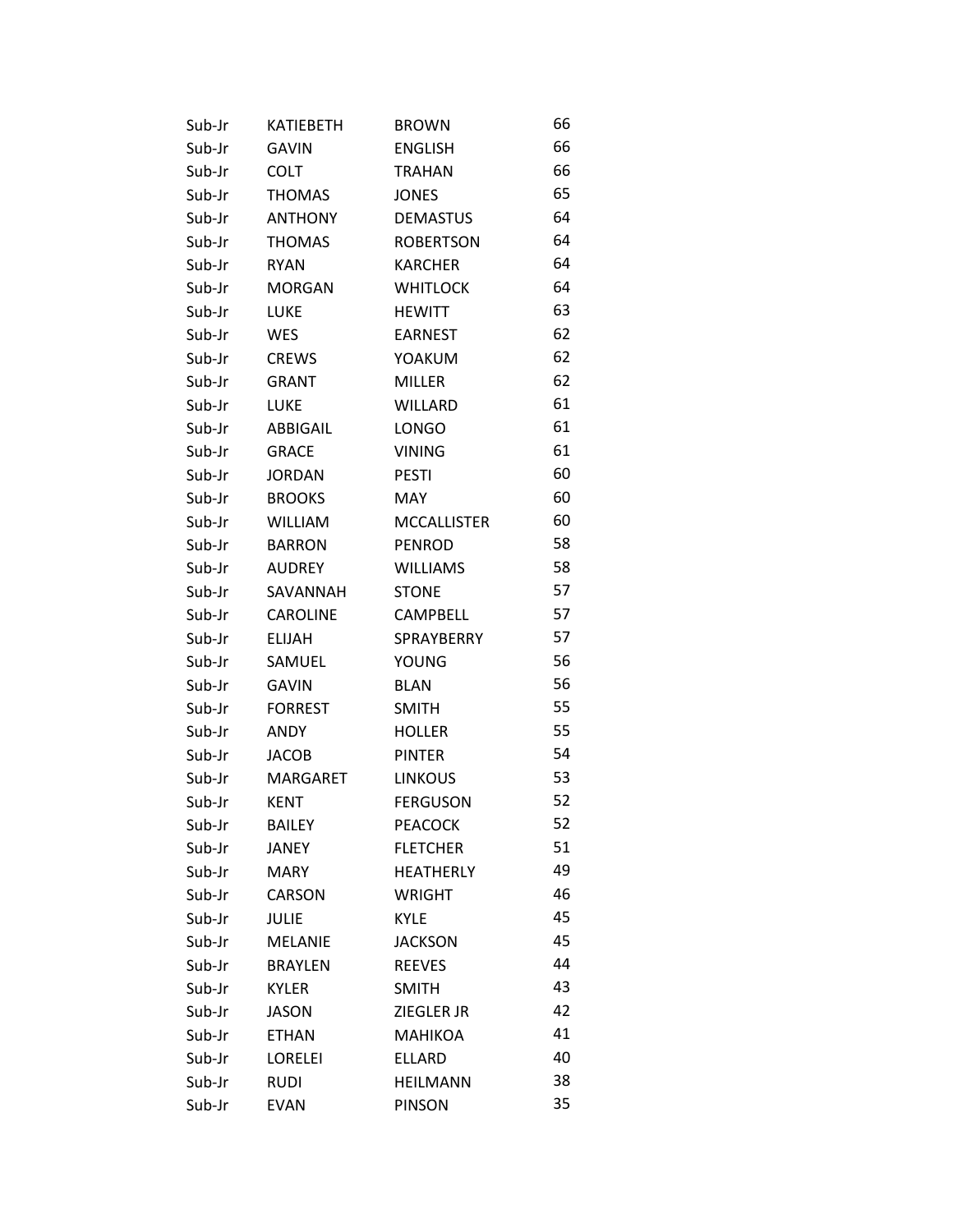| | | | |
|---|---|---|---|
| Sub-Jr | KATIEBETH | BROWN | 66 |
| Sub-Jr | GAVIN | ENGLISH | 66 |
| Sub-Jr | COLT | TRAHAN | 66 |
| Sub-Jr | THOMAS | JONES | 65 |
| Sub-Jr | ANTHONY | DEMASTUS | 64 |
| Sub-Jr | THOMAS | ROBERTSON | 64 |
| Sub-Jr | RYAN | KARCHER | 64 |
| Sub-Jr | MORGAN | WHITLOCK | 64 |
| Sub-Jr | LUKE | HEWITT | 63 |
| Sub-Jr | WES | EARNEST | 62 |
| Sub-Jr | CREWS | YOAKUM | 62 |
| Sub-Jr | GRANT | MILLER | 62 |
| Sub-Jr | LUKE | WILLARD | 61 |
| Sub-Jr | ABBIGAIL | LONGO | 61 |
| Sub-Jr | GRACE | VINING | 61 |
| Sub-Jr | JORDAN | PESTI | 60 |
| Sub-Jr | BROOKS | MAY | 60 |
| Sub-Jr | WILLIAM | MCCALLISTER | 60 |
| Sub-Jr | BARRON | PENROD | 58 |
| Sub-Jr | AUDREY | WILLIAMS | 58 |
| Sub-Jr | SAVANNAH | STONE | 57 |
| Sub-Jr | CAROLINE | CAMPBELL | 57 |
| Sub-Jr | ELIJAH | SPRAYBERRY | 57 |
| Sub-Jr | SAMUEL | YOUNG | 56 |
| Sub-Jr | GAVIN | BLAN | 56 |
| Sub-Jr | FORREST | SMITH | 55 |
| Sub-Jr | ANDY | HOLLER | 55 |
| Sub-Jr | JACOB | PINTER | 54 |
| Sub-Jr | MARGARET | LINKOUS | 53 |
| Sub-Jr | KENT | FERGUSON | 52 |
| Sub-Jr | BAILEY | PEACOCK | 52 |
| Sub-Jr | JANEY | FLETCHER | 51 |
| Sub-Jr | MARY | HEATHERLY | 49 |
| Sub-Jr | CARSON | WRIGHT | 46 |
| Sub-Jr | JULIE | KYLE | 45 |
| Sub-Jr | MELANIE | JACKSON | 45 |
| Sub-Jr | BRAYLEN | REEVES | 44 |
| Sub-Jr | KYLER | SMITH | 43 |
| Sub-Jr | JASON | ZIEGLER JR | 42 |
| Sub-Jr | ETHAN | MAHIKOA | 41 |
| Sub-Jr | LORELEI | ELLARD | 40 |
| Sub-Jr | RUDI | HEILMANN | 38 |
| Sub-Jr | EVAN | PINSON | 35 |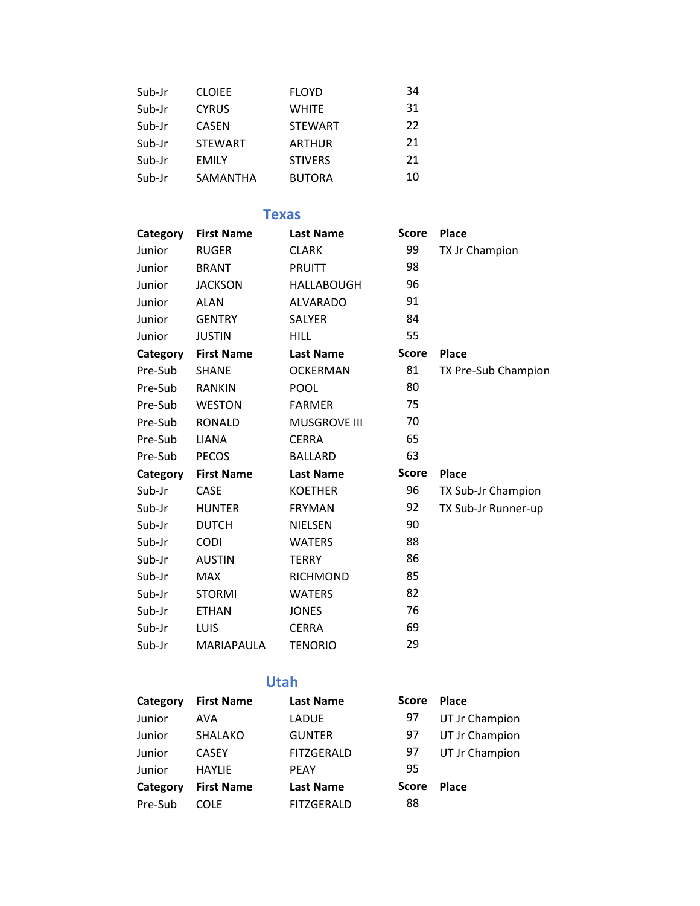| | | | |
|---|---|---|---|
| Sub-Jr | CLOIEE | FLOYD | 34 |
| Sub-Jr | CYRUS | WHITE | 31 |
| Sub-Jr | CASEN | STEWART | 22 |
| Sub-Jr | STEWART | ARTHUR | 21 |
| Sub-Jr | EMILY | STIVERS | 21 |
| Sub-Jr | SAMANTHA | BUTORA | 10 |

## Texas

| Category | First Name | Last Name | Score | Place |
|---|---|---|---|---|
| Junior | RUGER | CLARK | 99 | TX Jr Champion |
| Junior | BRANT | PRUITT | 98 | |
| Junior | JACKSON | HALLABOUGH | 96 | |
| Junior | ALAN | ALVARADO | 91 | |
| Junior | GENTRY | SALYER | 84 | |
| Junior | JUSTIN | HILL | 55 | |
| **Category** | **First Name** | **Last Name** | **Score** | **Place** |
| Pre-Sub | SHANE | OCKERMAN | 81 | TX Pre-Sub Champion |
| Pre-Sub | RANKIN | POOL | 80 | |
| Pre-Sub | WESTON | FARMER | 75 | |
| Pre-Sub | RONALD | MUSGROVE III | 70 | |
| Pre-Sub | LIANA | CERRA | 65 | |
| Pre-Sub | PECOS | BALLARD | 63 | |
| **Category** | **First Name** | **Last Name** | **Score** | **Place** |
| Sub-Jr | CASE | KOETHER | 96 | TX Sub-Jr Champion |
| Sub-Jr | HUNTER | FRYMAN | 92 | TX Sub-Jr Runner-up |
| Sub-Jr | DUTCH | NIELSEN | 90 | |
| Sub-Jr | CODI | WATERS | 88 | |
| Sub-Jr | AUSTIN | TERRY | 86 | |
| Sub-Jr | MAX | RICHMOND | 85 | |
| Sub-Jr | STORMI | WATERS | 82 | |
| Sub-Jr | ETHAN | JONES | 76 | |
| Sub-Jr | LUIS | CERRA | 69 | |
| Sub-Jr | MARIAPAULA | TENORIO | 29 | |

## Utah

| Category | First Name | Last Name | Score | Place |
|---|---|---|---|---|
| Junior | AVA | LADUE | 97 | UT Jr Champion |
| Junior | SHALAKO | GUNTER | 97 | UT Jr Champion |
| Junior | CASEY | FITZGERALD | 97 | UT Jr Champion |
| Junior | HAYLIE | PEAY | 95 | |
| **Category** | **First Name** | **Last Name** | **Score** | **Place** |
| Pre-Sub | COLE | FITZGERALD | 88 | |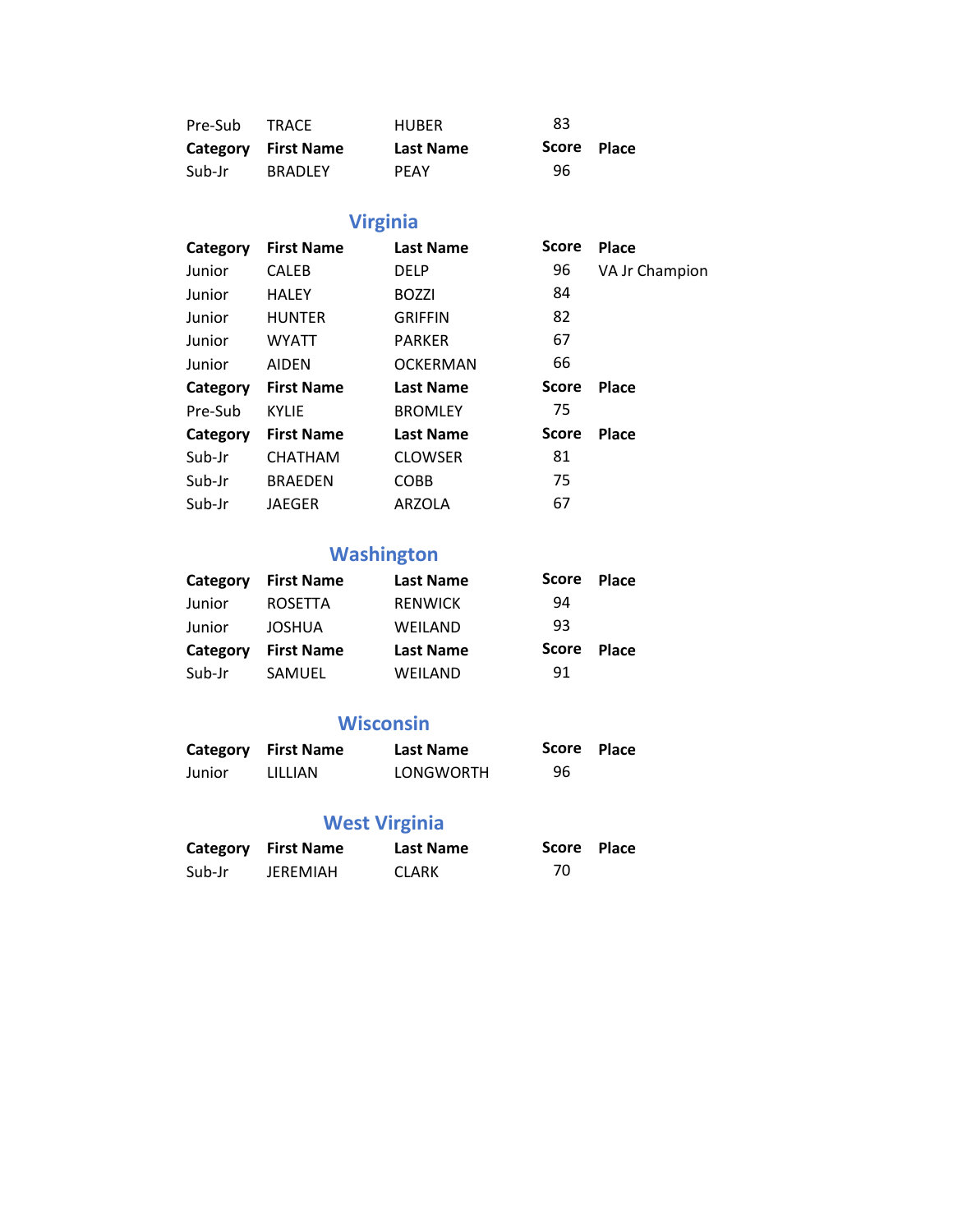| | | | | |
|---|---|---|---|---|
| Pre-Sub | TRACE | HUBER | 83 | |

| Category | First Name | Last Name | Score | Place |
|---|---|---|---|---|
| Sub-Jr | BRADLEY | PEAY | 96 | |

## Virginia

| Category | First Name | Last Name | Score | Place |
|---|---|---|---|---|
| Junior | CALEB | DELP | 96 | VA Jr Champion |
| Junior | HALEY | BOZZI | 84 | |
| Junior | HUNTER | GRIFFIN | 82 | |
| Junior | WYATT | PARKER | 67 | |
| Junior | AIDEN | OCKERMAN | 66 | |

| Category | First Name | Last Name | Score | Place |
|---|---|---|---|---|
| Pre-Sub | KYLIE | BROMLEY | 75 | |

| Category | First Name | Last Name | Score | Place |
|---|---|---|---|---|
| Sub-Jr | CHATHAM | CLOWSER | 81 | |
| Sub-Jr | BRAEDEN | COBB | 75 | |
| Sub-Jr | JAEGER | ARZOLA | 67 | |

## Washington

| Category | First Name | Last Name | Score | Place |
|---|---|---|---|---|
| Junior | ROSETTA | RENWICK | 94 | |
| Junior | JOSHUA | WEILAND | 93 | |

| Category | First Name | Last Name | Score | Place |
|---|---|---|---|---|
| Sub-Jr | SAMUEL | WEILAND | 91 | |

## Wisconsin

| Category | First Name | Last Name | Score | Place |
|---|---|---|---|---|
| Junior | LILLIAN | LONGWORTH | 96 | |

## West Virginia

| Category | First Name | Last Name | Score | Place |
|---|---|---|---|---|
| Sub-Jr | JEREMIAH | CLARK | 70 | |